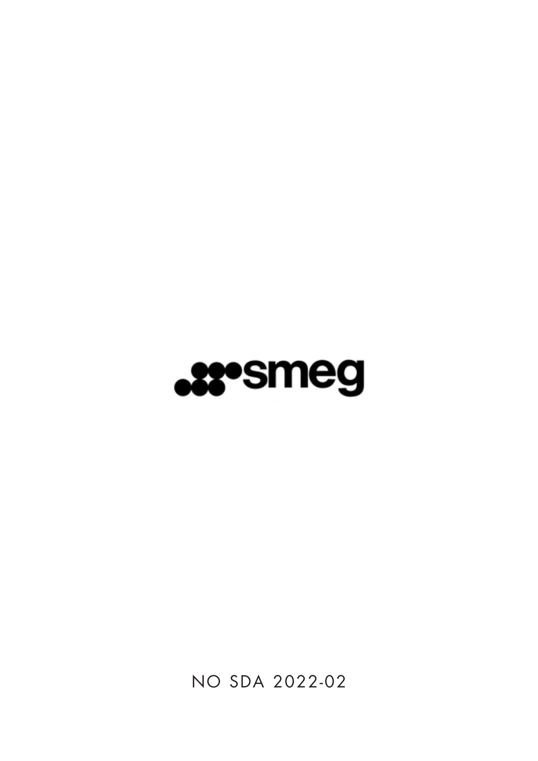smeg

NO SDA 2022-02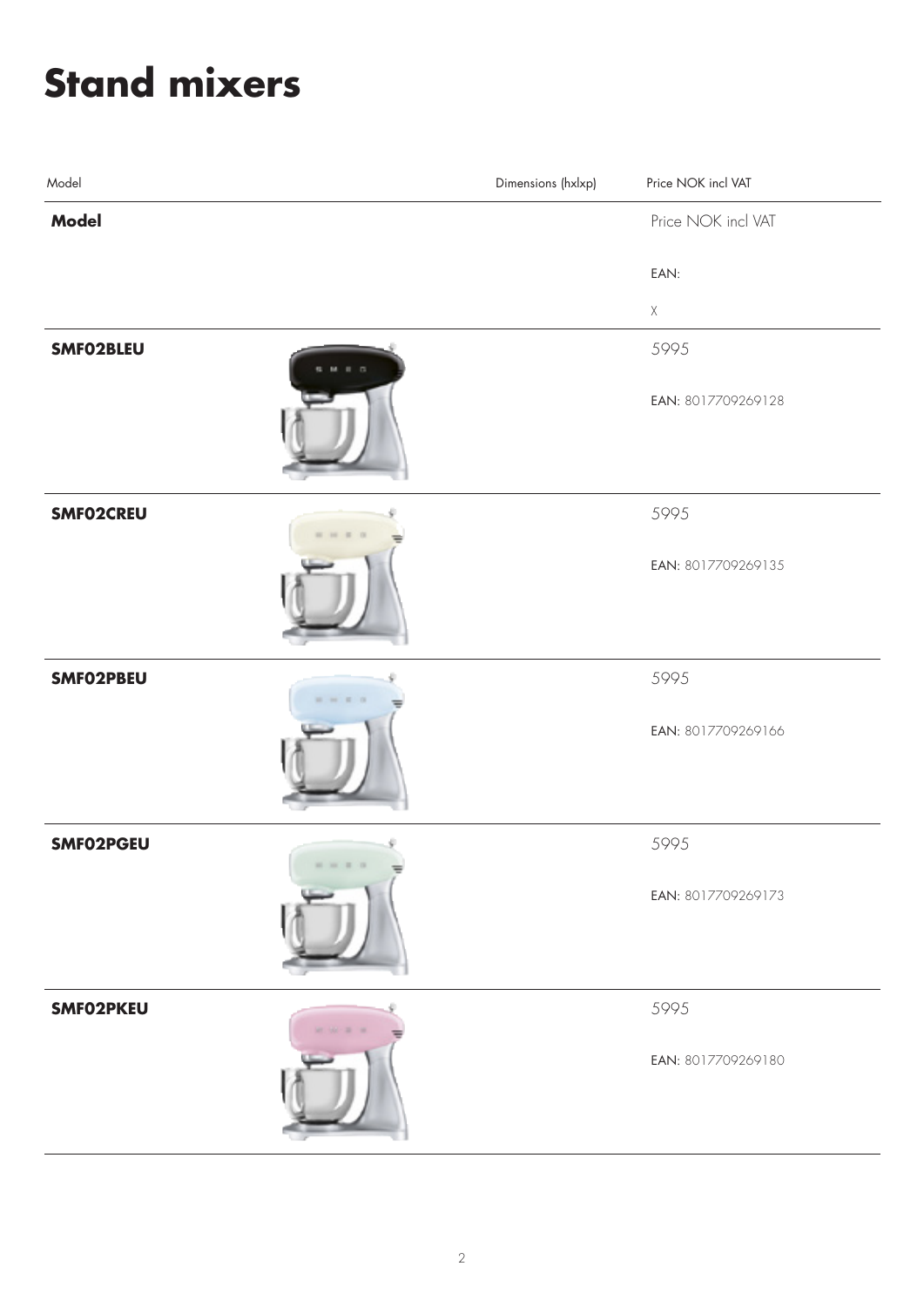# Stand mixers

| Model | Dimensions (hxlxp) | Price NOK incl VAT |
|---|---|---|
| **Model** | | Price NOK incl VAT<br><br>EAN:<br><br>X |
| **SMF02BLEU** | | 5995<br><br>EAN: 8017709269128 |
| **SMF02CREU** | | 5995<br><br>EAN: 8017709269135 |
| **SMF02PBEU** | | 5995<br><br>EAN: 8017709269166 |
| **SMF02PGEU** | | 5995<br><br>EAN: 8017709269173 |
| **SMF02PKEU** | | 5995<br><br>EAN: 8017709269180 |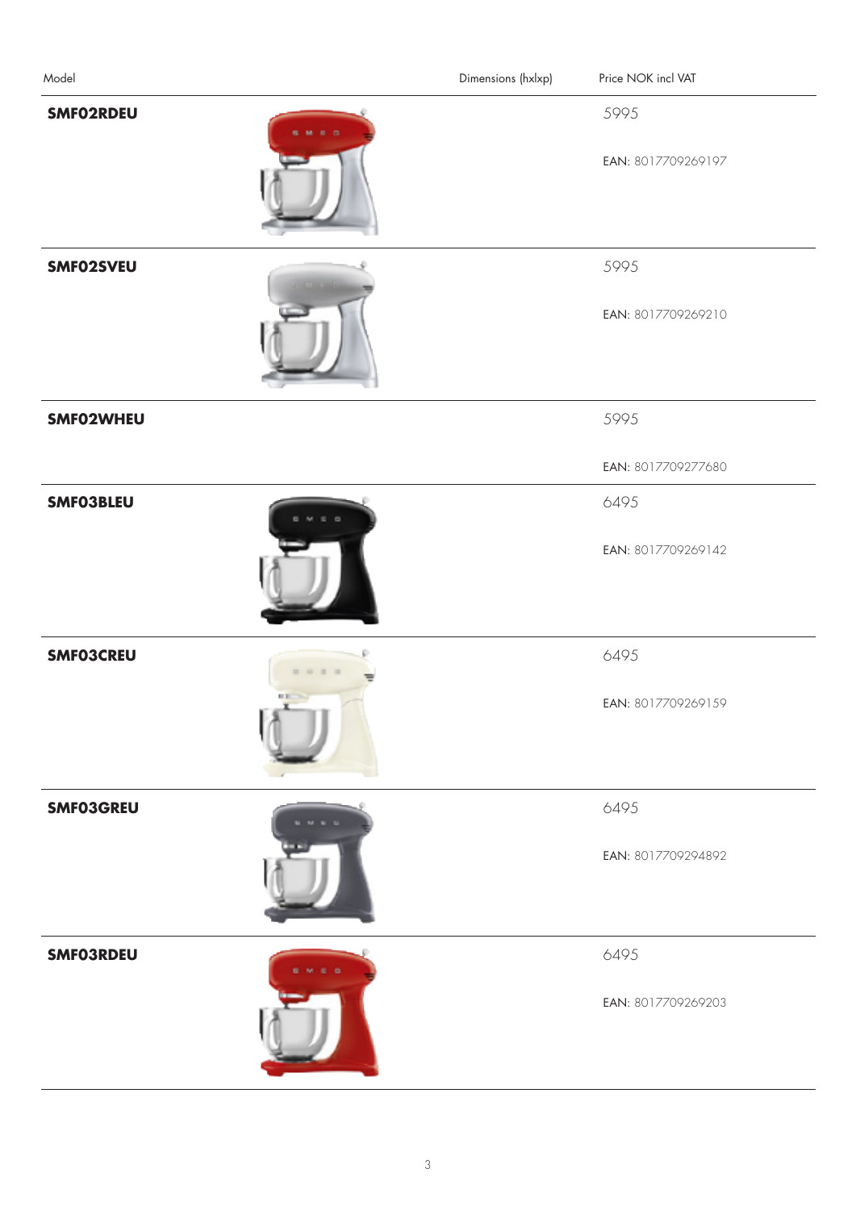| Model | Dimensions (hxlxp) | Price NOK incl VAT |
|---|---|---|
| **SMF02RDEU** | | 5995<br>EAN: 8017709269197 |
| **SMF02SVEU** | | 5995<br>EAN: 8017709269210 |
| **SMF02WHEU** | | 5995<br>EAN: 8017709277680 |
| **SMF03BLEU** | | 6495<br>EAN: 8017709269142 |
| **SMF03CREU** | | 6495<br>EAN: 8017709269159 |
| **SMF03GREU** | | 6495<br>EAN: 8017709294892 |
| **SMF03RDEU** | | 6495<br>EAN: 8017709269203 |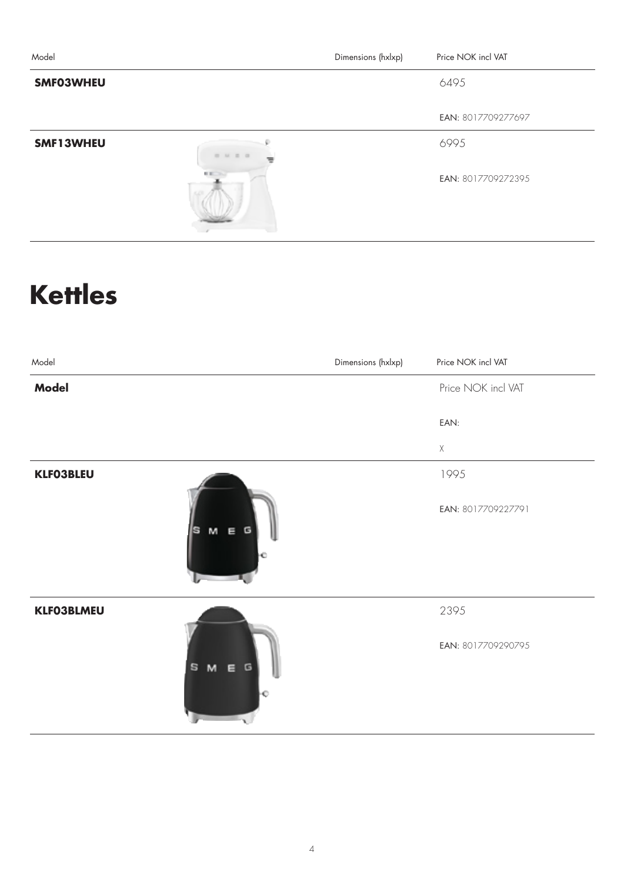| Model | Dimensions (hxlxp) | Price NOK incl VAT |
| --- | --- | --- |
| **SMF03WHEU** | | 6495<br>EAN: 8017709277697 |
| **SMF13WHEU** | | 6995<br>EAN: 8017709272395 |

# Kettles

| Model | Dimensions (hxlxp) | Price NOK incl VAT |
| --- | --- | --- |
| **Model** | | Price NOK incl VAT<br>EAN:<br>X |
| **KLF03BLEU** | | 1995<br>EAN: 8017709227791 |
| **KLF03BLMEU** | | 2395<br>EAN: 8017709290795 |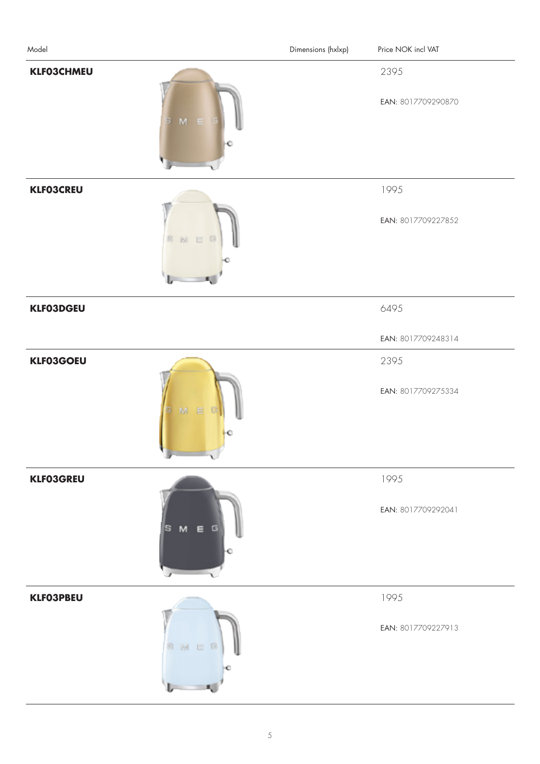| Model | Dimensions (hxlxp) | Price NOK incl VAT |
|---|---|---|
| **KLF03CHMEU** | | 2395<br>EAN: 8017709290870 |
| **KLF03CREU** | | 1995<br>EAN: 8017709227852 |
| **KLF03DGEU** | | 6495<br>EAN: 8017709248314 |
| **KLF03GOEU** | | 2395<br>EAN: 8017709275334 |
| **KLF03GREU** | | 1995<br>EAN: 8017709292041 |
| **KLF03PBEU** | | 1995<br>EAN: 8017709227913 |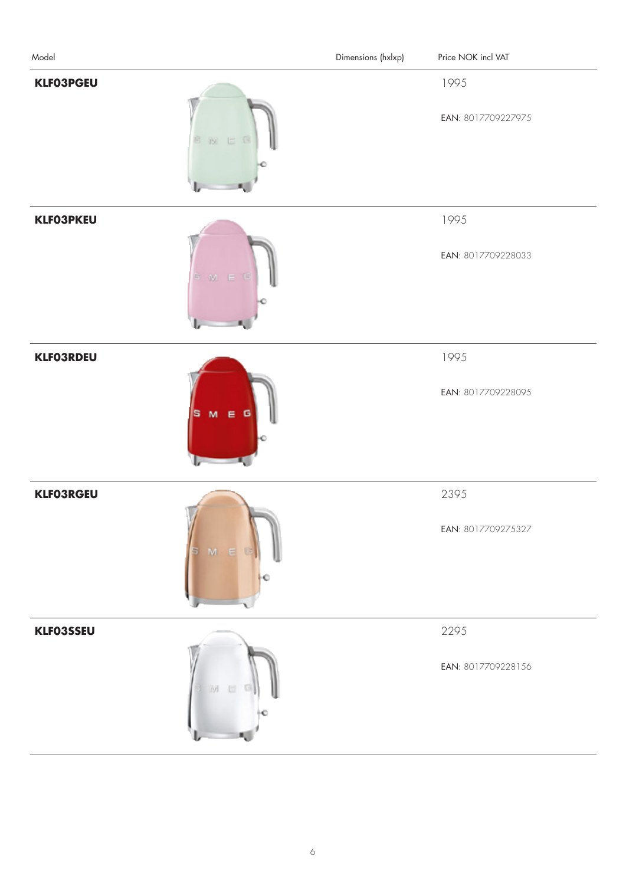| Model | Dimensions (hxlxp) | Price NOK incl VAT |
| --- | --- | --- |
| **KLF03PGEU** | | 1995<br>EAN: 8017709227975 |
| **KLF03PKEU** | | 1995<br>EAN: 8017709228033 |
| **KLF03RDEU** | | 1995<br>EAN: 8017709228095 |
| **KLF03RGEU** | | 2395<br>EAN: 8017709275327 |
| **KLF03SSEU** | | 2295<br>EAN: 8017709228156 |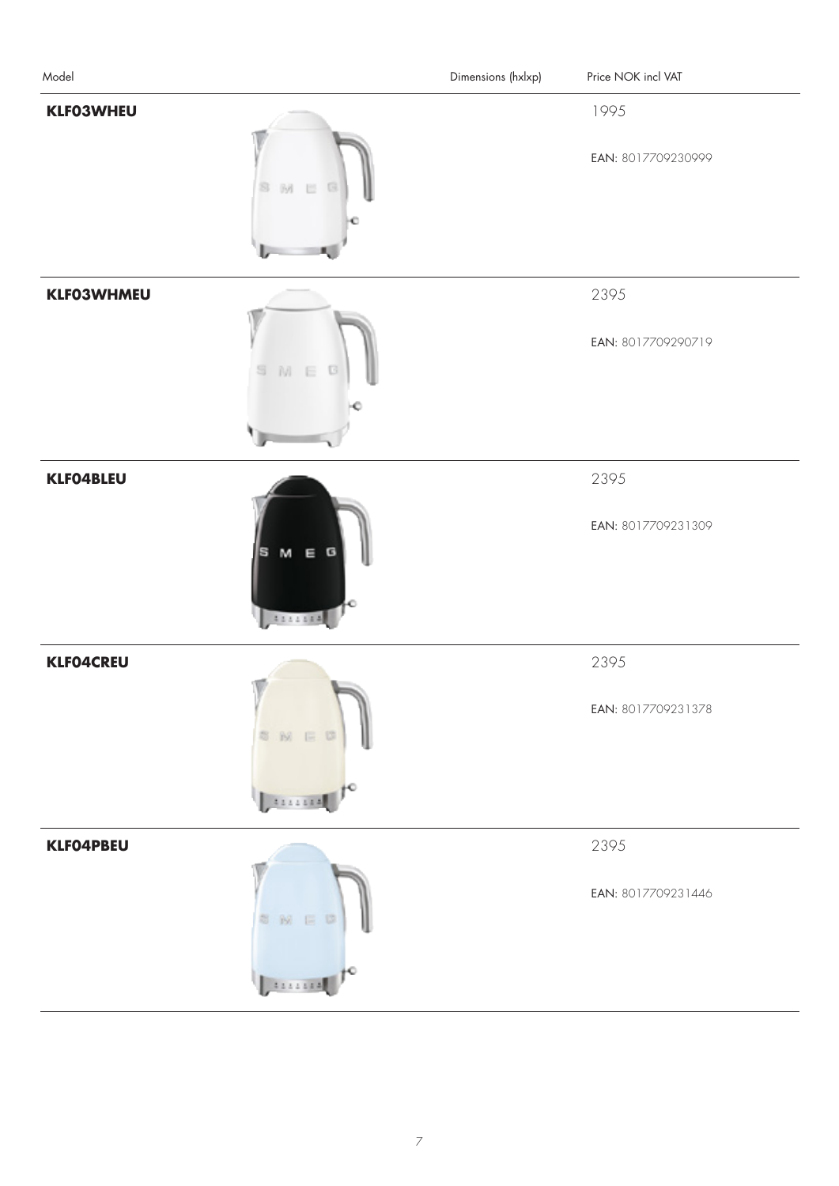| Model | Dimensions (hxlxp) | Price NOK incl VAT |
|---|---|---|
| **KLF03WHEU** | | 1995<br>EAN: 8017709230999 |
| **KLF03WHMEU** | | 2395<br>EAN: 8017709290719 |
| **KLF04BLEU** | | 2395<br>EAN: 8017709231309 |
| **KLF04CREU** | | 2395<br>EAN: 8017709231378 |
| **KLF04PBEU** | | 2395<br>EAN: 8017709231446 |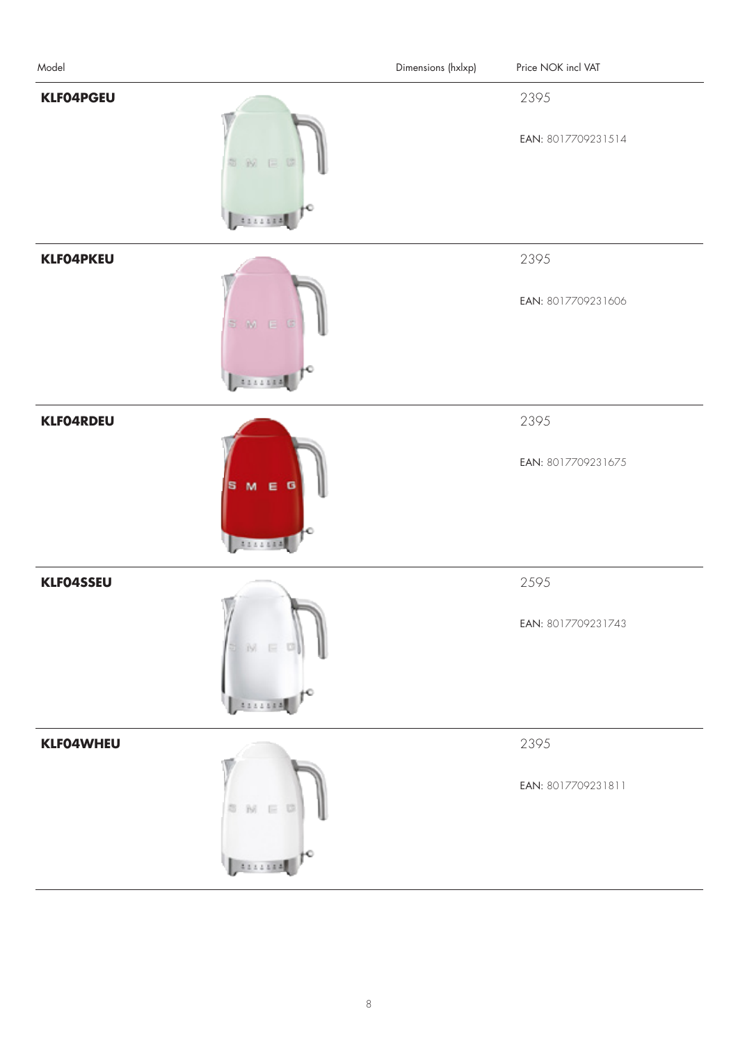| Model | Dimensions (hxlxp) | Price NOK incl VAT |
| --- | --- | --- |
| **KLF04PGEU** | | 2395<br>EAN: 8017709231514 |
| **KLF04PKEU** | | 2395<br>EAN: 8017709231606 |
| **KLF04RDEU** | | 2395<br>EAN: 8017709231675 |
| **KLF04SSEU** | | 2595<br>EAN: 8017709231743 |
| **KLF04WHEU** | | 2395<br>EAN: 8017709231811 |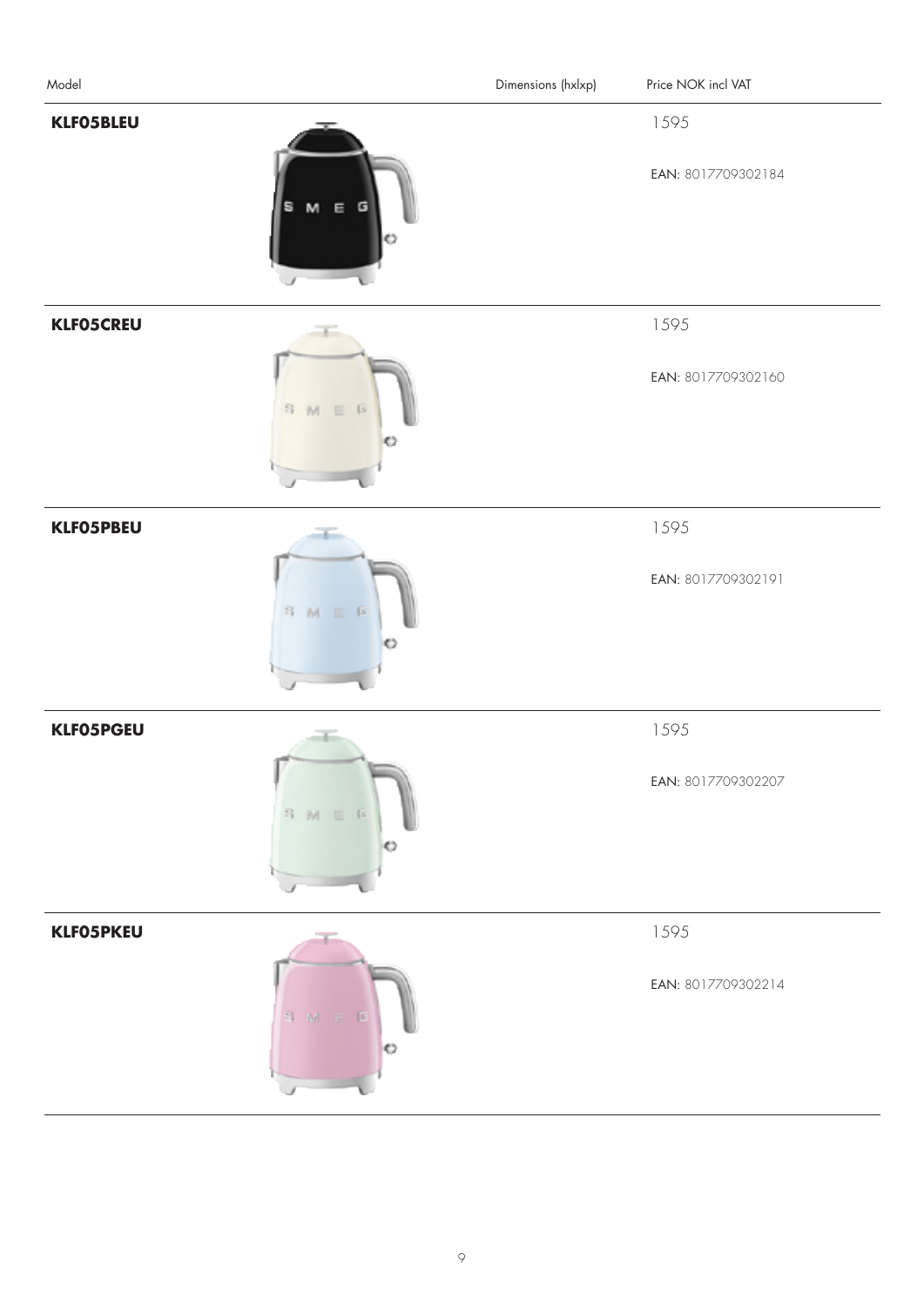| Model | Dimensions (hxlxp) | Price NOK incl VAT |
|---|---|---|
| **KLF05BLEU** | | 1595<br>EAN: 8017709302184 |
| **KLF05CREU** | | 1595<br>EAN: 8017709302160 |
| **KLF05PBEU** | | 1595<br>EAN: 8017709302191 |
| **KLF05PGEU** | | 1595<br>EAN: 8017709302207 |
| **KLF05PKEU** | | 1595<br>EAN: 8017709302214 |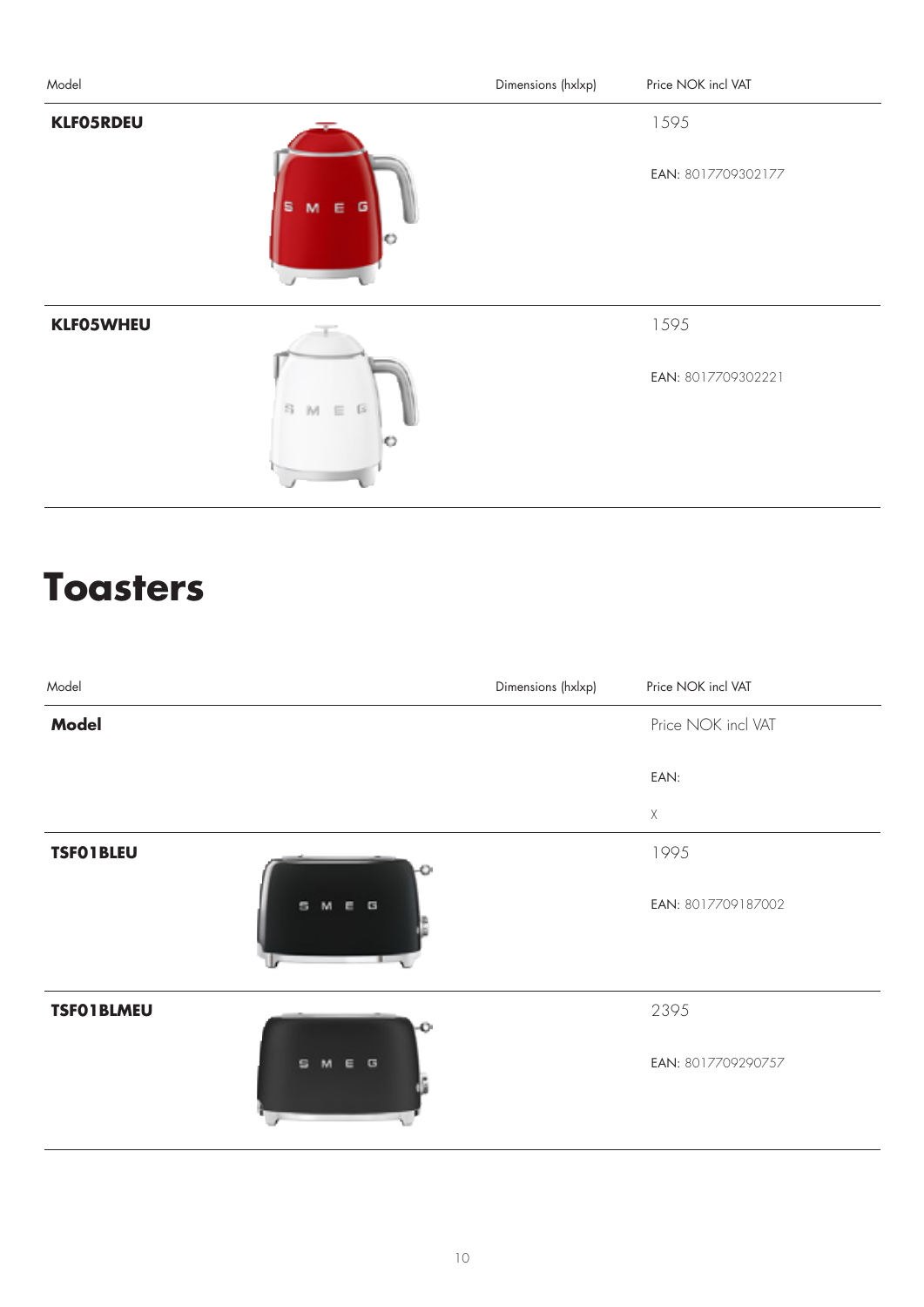| Model | Dimensions (hxlxp) | Price NOK incl VAT |
| --- | --- | --- |
| **KLF05RDEU** | | 1595<br>EAN: 8017709302177 |
| **KLF05WHEU** | | 1595<br>EAN: 8017709302221 |

# Toasters

| Model | Dimensions (hxlxp) | Price NOK incl VAT |
| --- | --- | --- |
| **Model** | | Price NOK incl VAT<br>EAN:<br>X |
| **TSF01BLEU** | | 1995<br>EAN: 8017709187002 |
| **TSF01BLMEU** | | 2395<br>EAN: 8017709290757 |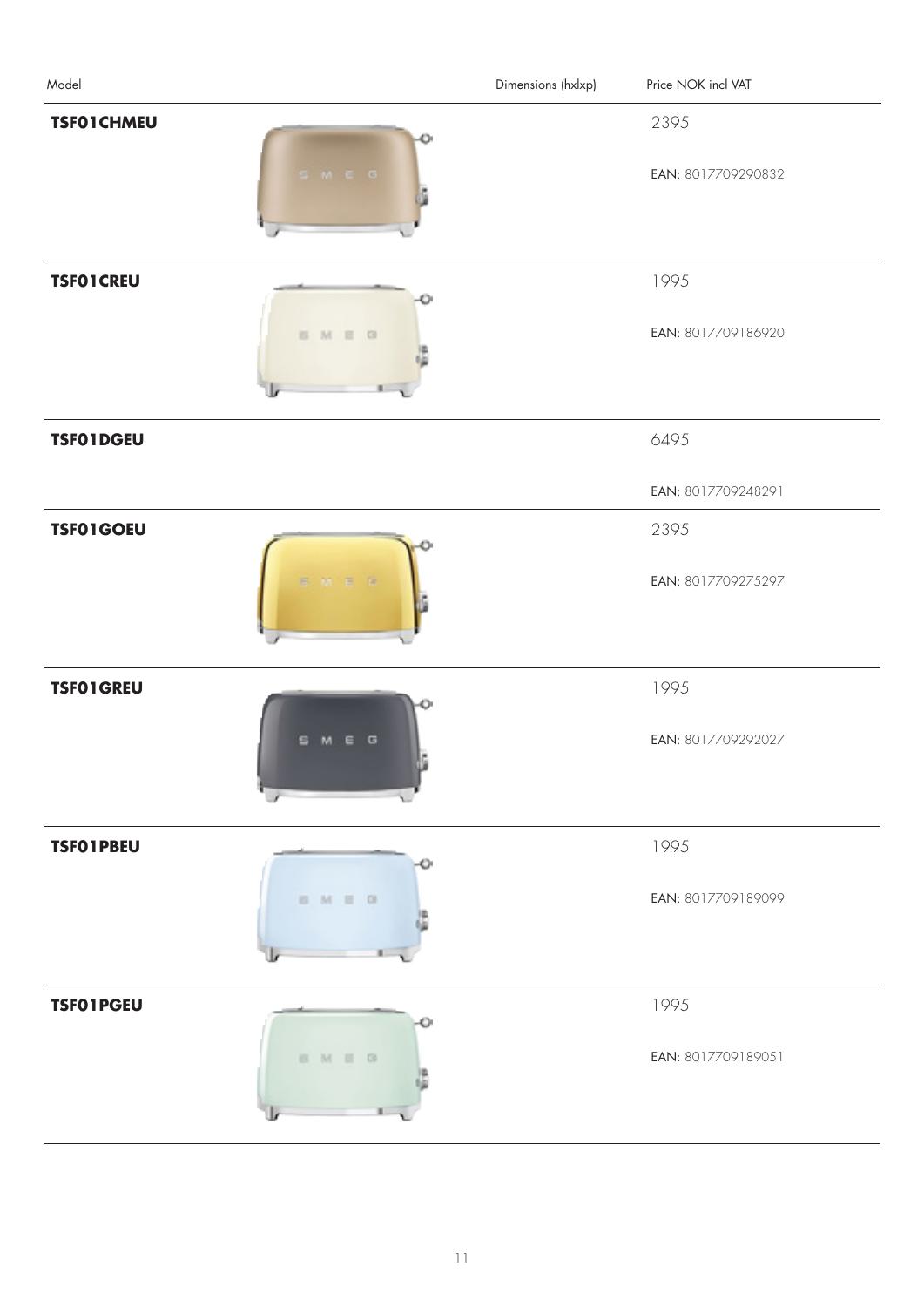| Model | Dimensions (hxlxp) | Price NOK incl VAT |
|---|---|---|
| **TSF01CHMEU** | | 2395<br>EAN: 8017709290832 |
| **TSF01CREU** | | 1995<br>EAN: 8017709186920 |
| **TSF01DGEU** | | 6495<br>EAN: 8017709248291 |
| **TSF01GOEU** | | 2395<br>EAN: 8017709275297 |
| **TSF01GREU** | | 1995<br>EAN: 8017709292027 |
| **TSF01PBEU** | | 1995<br>EAN: 8017709189099 |
| **TSF01PGEU** | | 1995<br>EAN: 8017709189051 |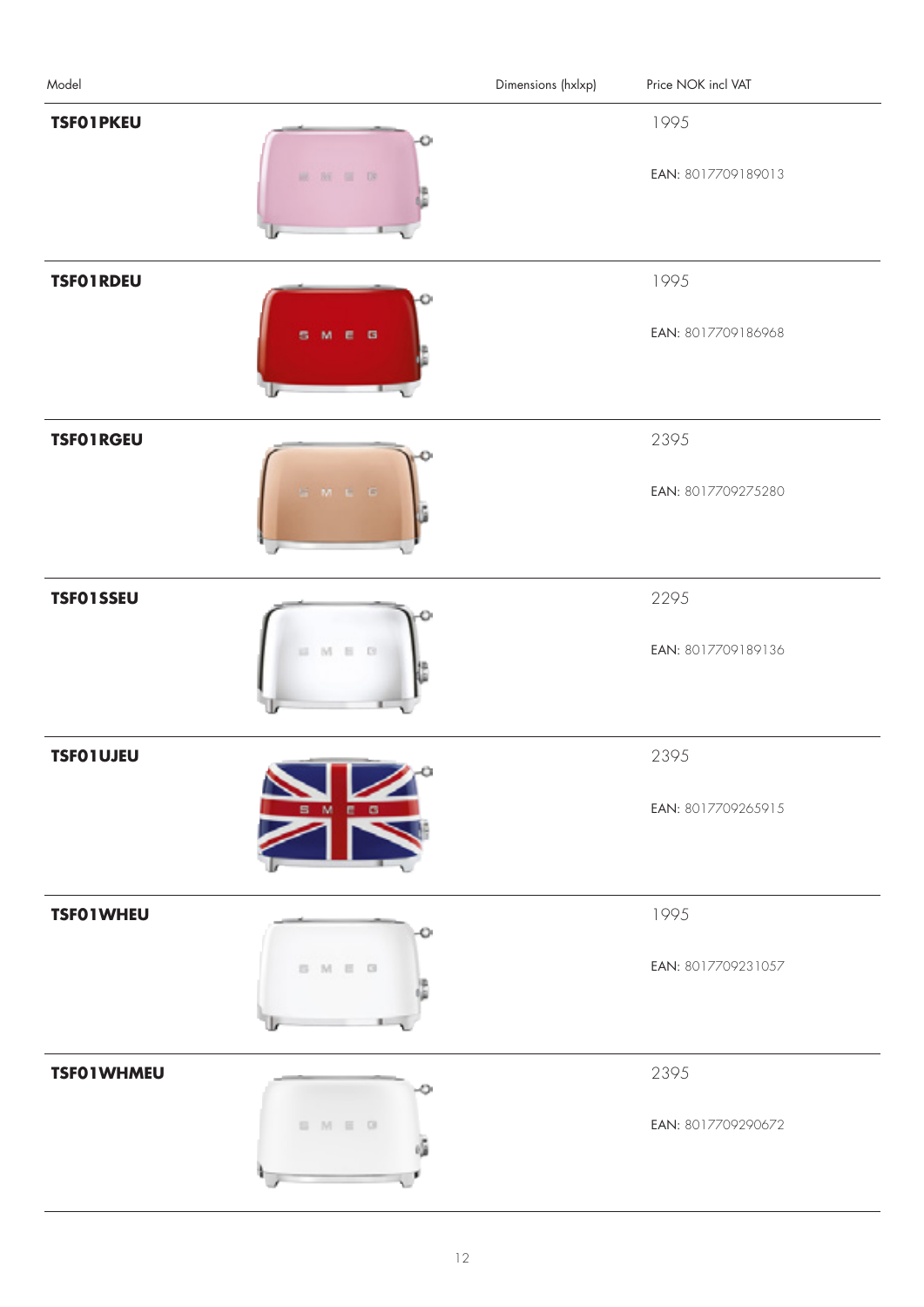| Model | Dimensions (hxlxp) | Price NOK incl VAT |
|---|---|---|
| **TSF01PKEU** | | 1995<br>EAN: 8017709189013 |
| **TSF01RDEU** | | 1995<br>EAN: 8017709186968 |
| **TSF01RGEU** | | 2395<br>EAN: 8017709275280 |
| **TSF01SSEU** | | 2295<br>EAN: 8017709189136 |
| **TSF01UJEU** | | 2395<br>EAN: 8017709265915 |
| **TSF01WHEU** | | 1995<br>EAN: 8017709231057 |
| **TSF01WHMEU** | | 2395<br>EAN: 8017709290672 |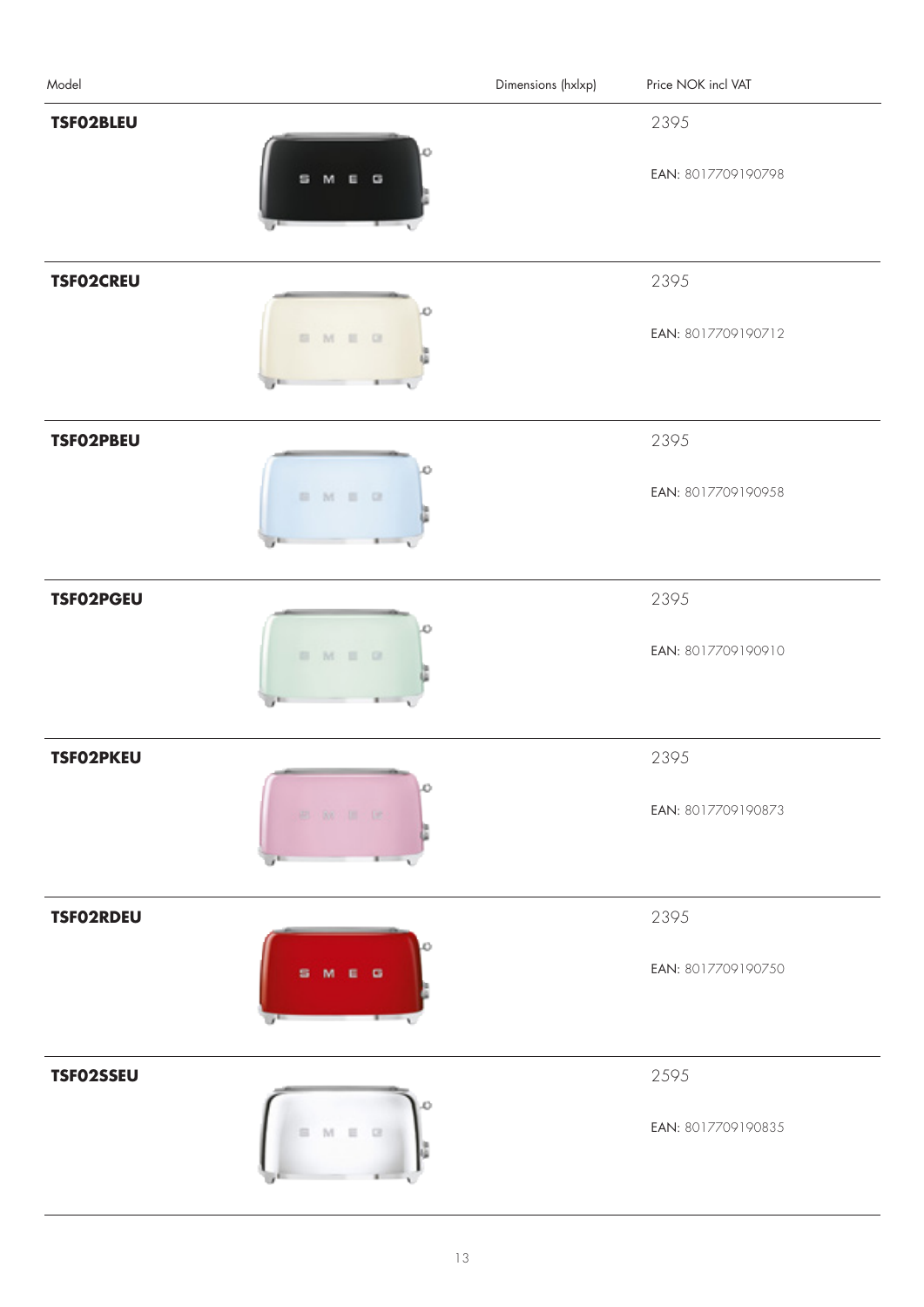| Model | Dimensions (hxlxp) | Price NOK incl VAT |
|---|---|---|
| **TSF02BLEU** | | 2395<br>EAN: 8017709190798 |
| **TSF02CREU** | | 2395<br>EAN: 8017709190712 |
| **TSF02PBEU** | | 2395<br>EAN: 8017709190958 |
| **TSF02PGEU** | | 2395<br>EAN: 8017709190910 |
| **TSF02PKEU** | | 2395<br>EAN: 8017709190873 |
| **TSF02RDEU** | | 2395<br>EAN: 8017709190750 |
| **TSF02SSEU** | | 2595<br>EAN: 8017709190835 |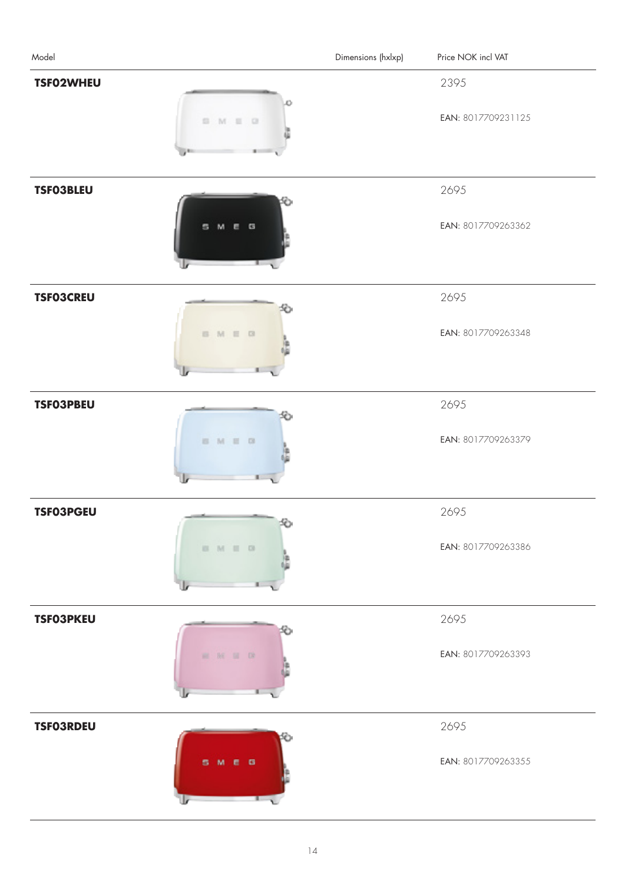| Model | Dimensions (hxlxp) | Price NOK incl VAT |
|---|---|---|
| **TSF02WHEU** | | 2395<br>EAN: 8017709231125 |
| **TSF03BLEU** | | 2695<br>EAN: 8017709263362 |
| **TSF03CREU** | | 2695<br>EAN: 8017709263348 |
| **TSF03PBEU** | | 2695<br>EAN: 8017709263379 |
| **TSF03PGEU** | | 2695<br>EAN: 8017709263386 |
| **TSF03PKEU** | | 2695<br>EAN: 8017709263393 |
| **TSF03RDEU** | | 2695<br>EAN: 8017709263355 |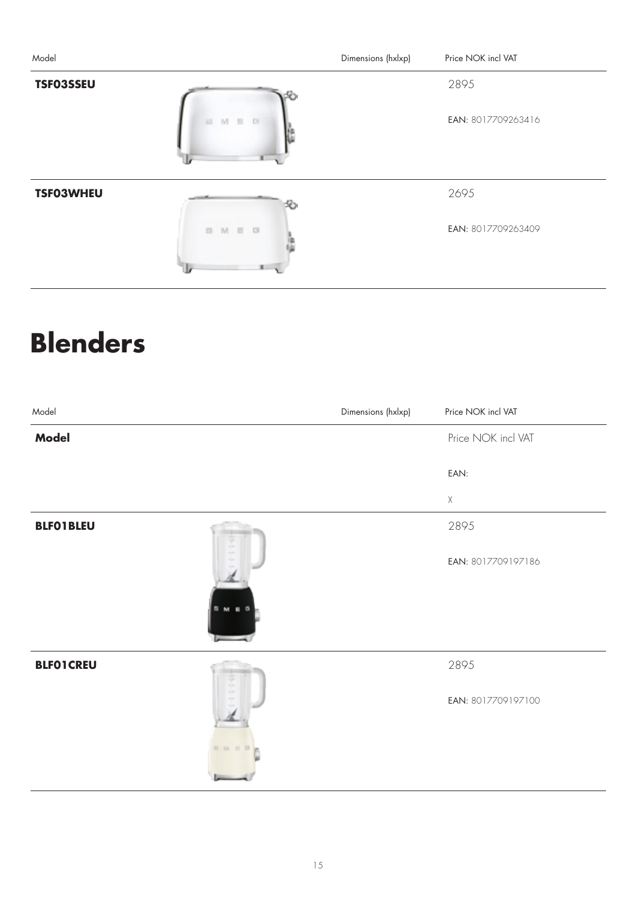| Model | Dimensions (hxlxp) | Price NOK incl VAT |
|---|---|---|
| **TSF03SSEU** | | 2895<br><br>EAN: 8017709263416 |
| **TSF03WHEU** | | 2695<br><br>EAN: 8017709263409 |

# Blenders

| Model | Dimensions (hxlxp) | Price NOK incl VAT |
|---|---|---|
| **Model** | | Price NOK incl VAT<br><br>EAN:<br><br>X |
| **BLF01BLEU** | | 2895<br><br>EAN: 8017709197186 |
| **BLF01CREU** | | 2895<br><br>EAN: 8017709197100 |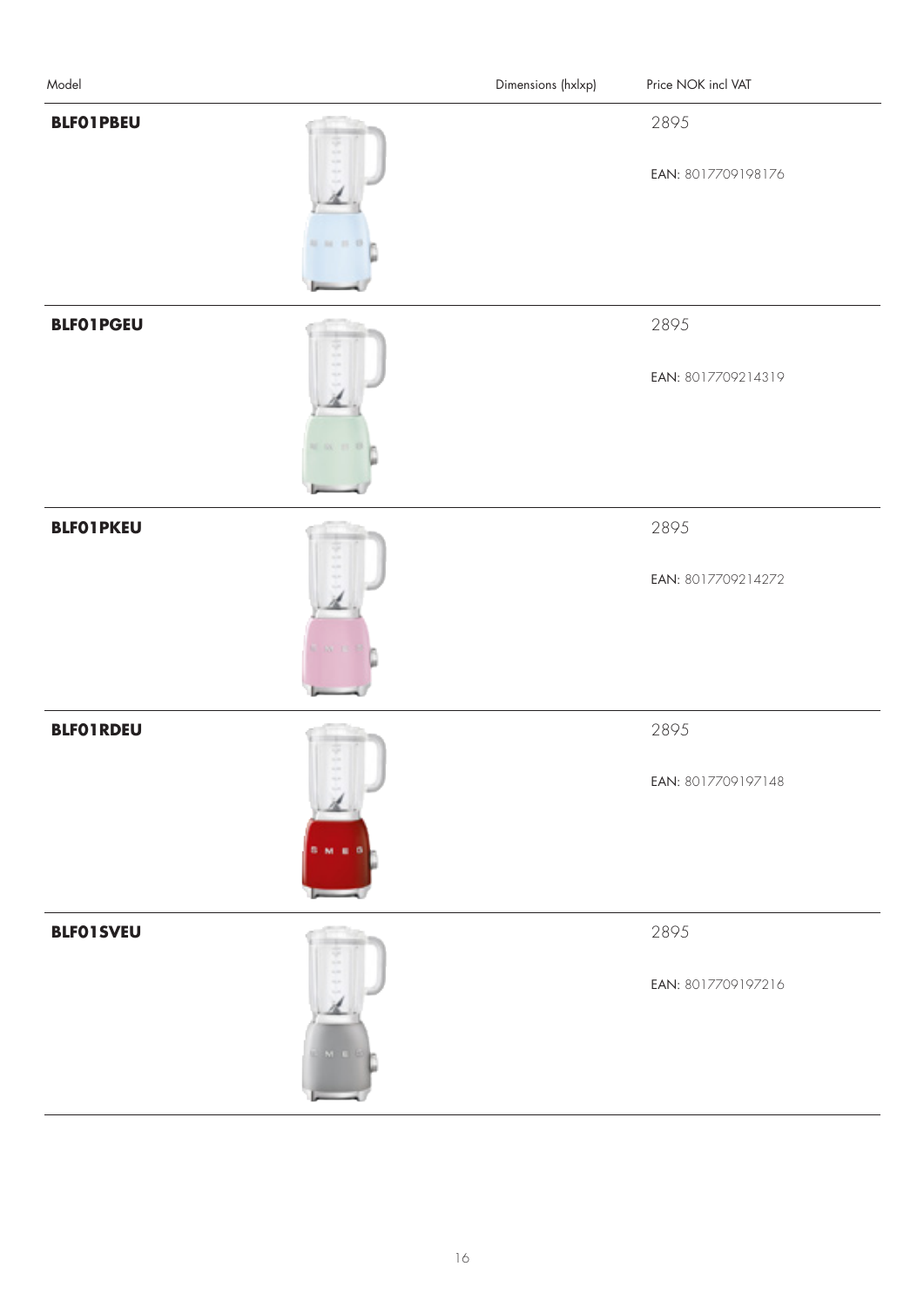| Model | Dimensions (hxlxp) | Price NOK incl VAT |
| --- | --- | --- |
| **BLF01PBEU** | | 2895<br><br>EAN: 8017709198176 |
| **BLF01PGEU** | | 2895<br><br>EAN: 8017709214319 |
| **BLF01PKEU** | | 2895<br><br>EAN: 8017709214272 |
| **BLF01RDEU** | | 2895<br><br>EAN: 8017709197148 |
| **BLF01SVEU** | | 2895<br><br>EAN: 8017709197216 |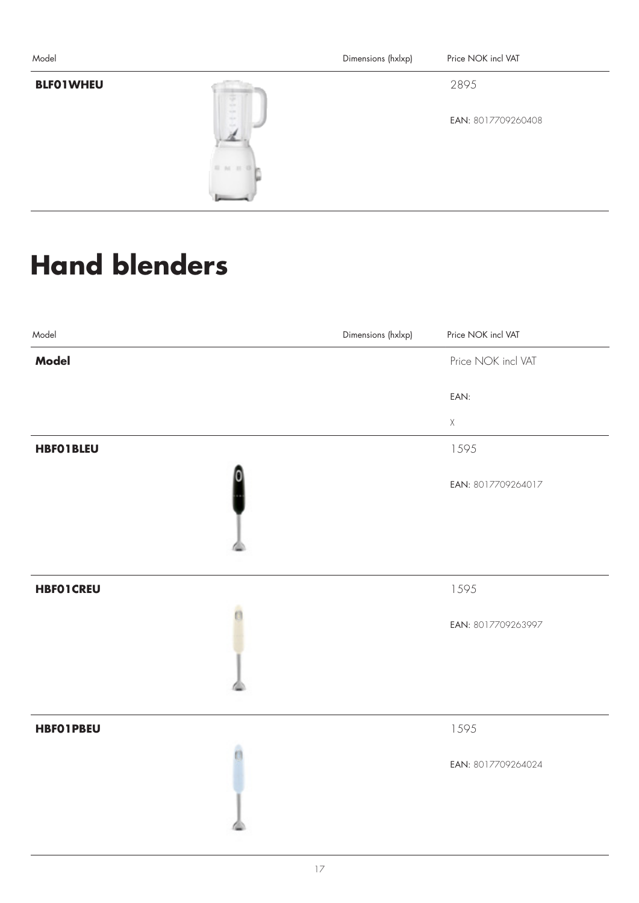| Model | Dimensions (hxlxp) | Price NOK incl VAT |
| --- | --- | --- |
| **BLF01WHEU** | | 2895<br>EAN: 8017709260408 |

# Hand blenders

| Model | Dimensions (hxlxp) | Price NOK incl VAT |
| --- | --- | --- |
| **Model** | | Price NOK incl VAT<br>EAN:<br>X |
| **HBF01BLEU** | | 1595<br>EAN: 8017709264017 |
| **HBF01CREU** | | 1595<br>EAN: 8017709263997 |
| **HBF01PBEU** | | 1595<br>EAN: 8017709264024 |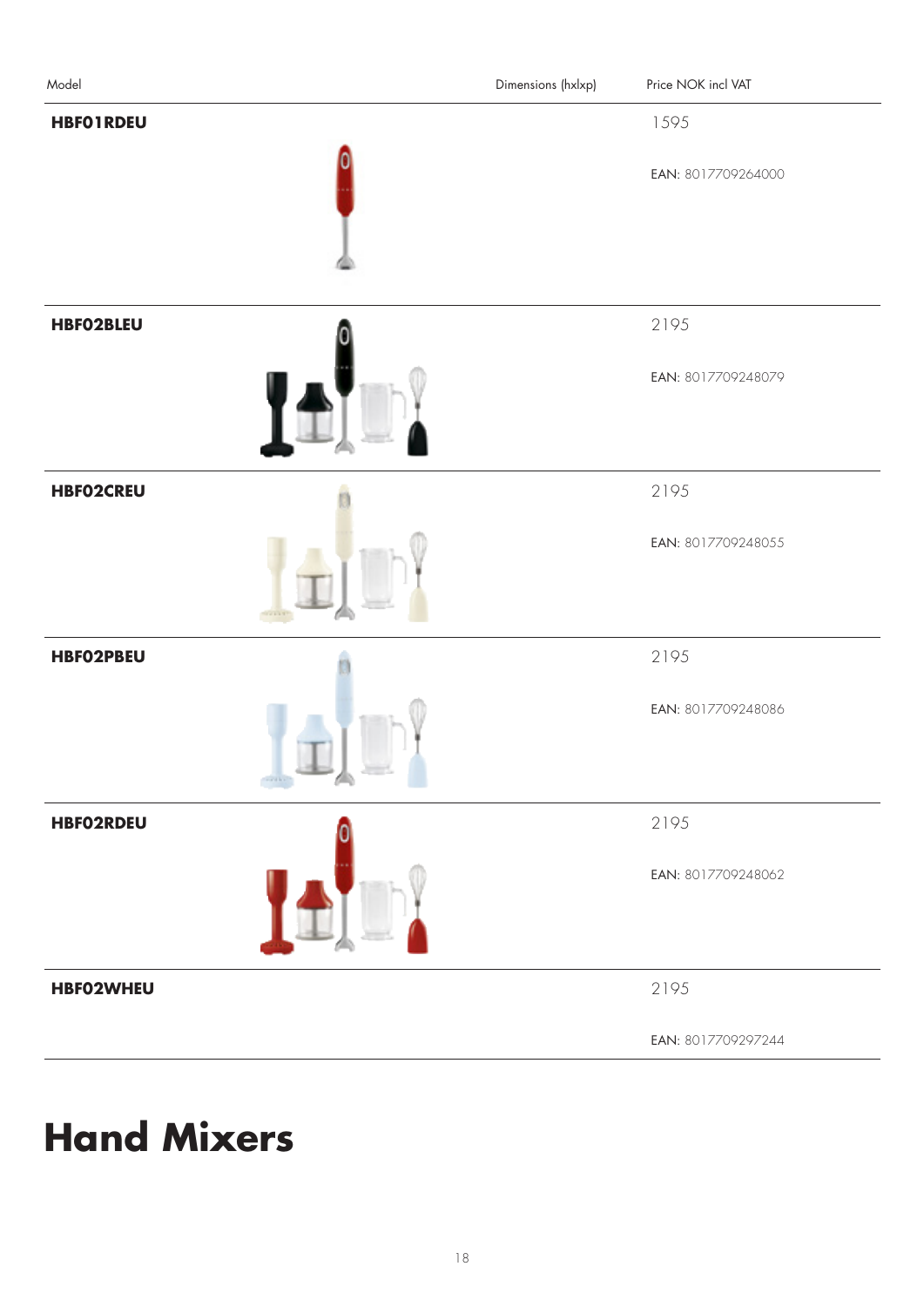| Model | Dimensions (hxlxp) | Price NOK incl VAT |
|---|---|---|
| **HBF01RDEU** | | 1595<br>EAN: 8017709264000 |
| **HBF02BLEU** | | 2195<br>EAN: 8017709248079 |
| **HBF02CREU** | | 2195<br>EAN: 8017709248055 |
| **HBF02PBEU** | | 2195<br>EAN: 8017709248086 |
| **HBF02RDEU** | | 2195<br>EAN: 8017709248062 |
| **HBF02WHEU** | | 2195<br>EAN: 8017709297244 |

# Hand Mixers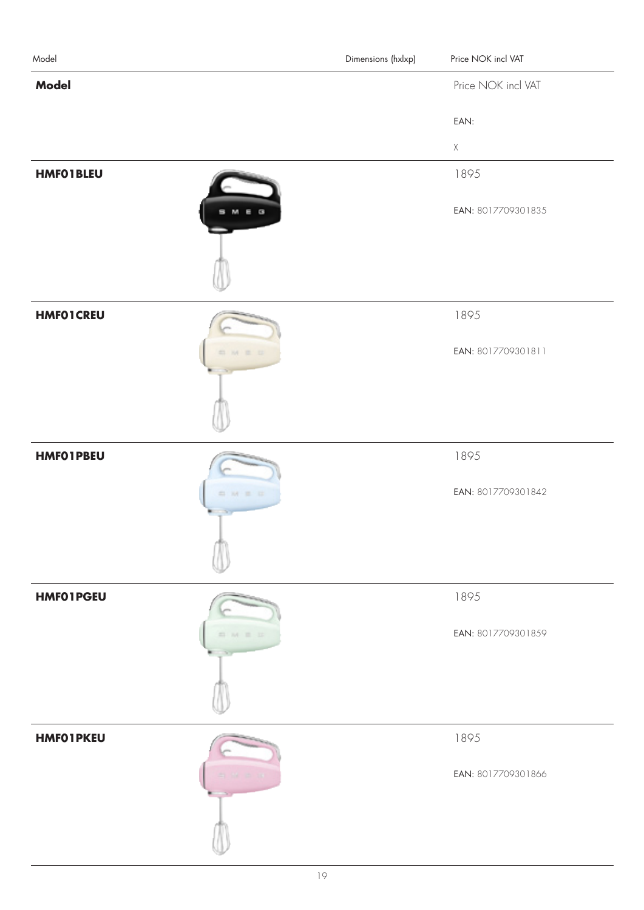| Model | Dimensions (hxlxp) | Price NOK incl VAT |
|---|---|---|
| **Model** | | Price NOK incl VAT<br><br>EAN:<br><br>X |
| **HMF01BLEU** | | 1895<br><br>EAN: 8017709301835 |
| **HMF01CREU** | | 1895<br><br>EAN: 8017709301811 |
| **HMF01PBEU** | | 1895<br><br>EAN: 8017709301842 |
| **HMF01PGEU** | | 1895<br><br>EAN: 8017709301859 |
| **HMF01PKEU** | | 1895<br><br>EAN: 8017709301866 |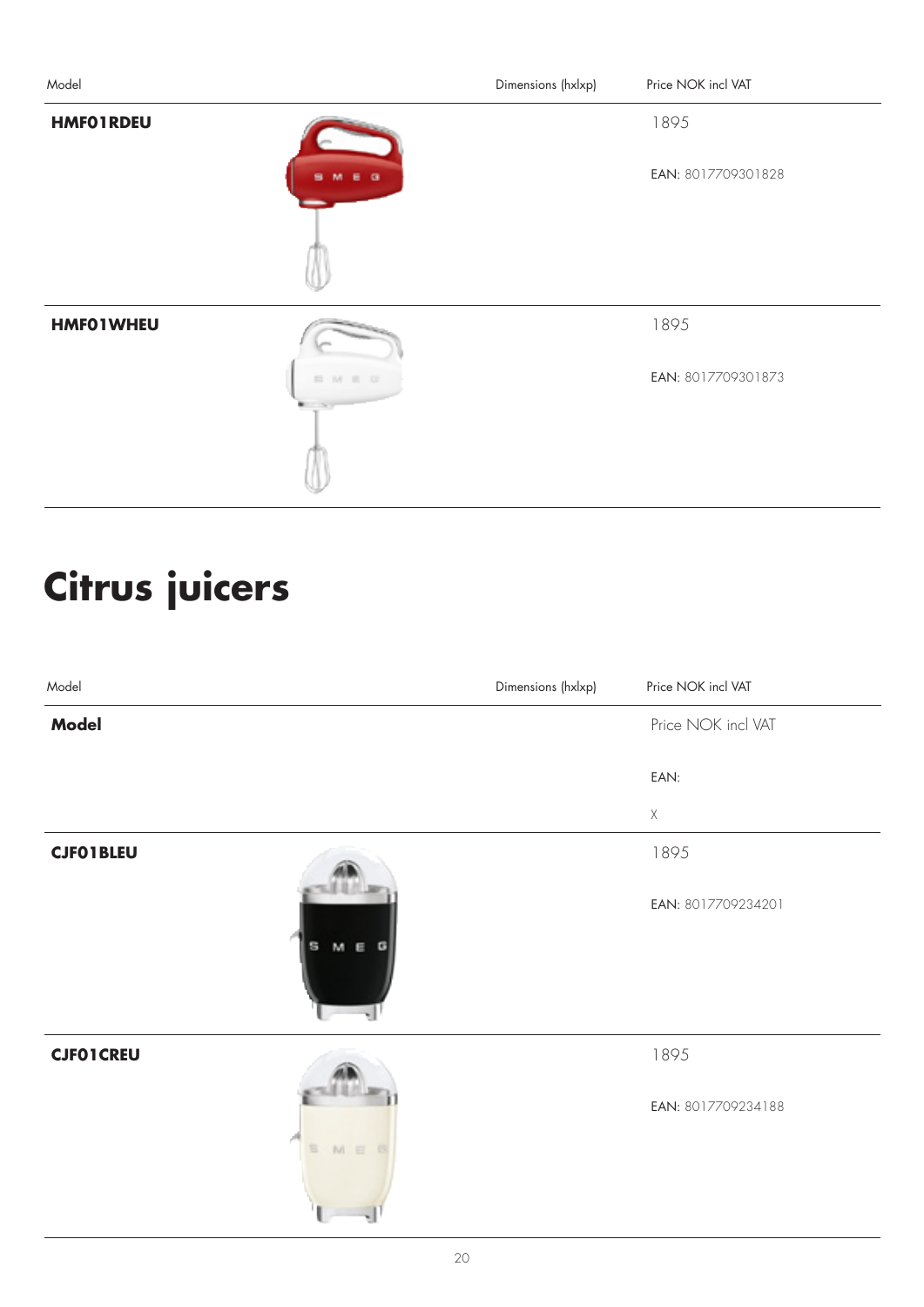| Model | Dimensions (hxlxp) | Price NOK incl VAT |
|---|---|---|
| **HMF01RDEU** | | 1895<br>EAN: 8017709301828 |
| **HMF01WHEU** | | 1895<br>EAN: 8017709301873 |

# Citrus juicers

| Model | Dimensions (hxlxp) | Price NOK incl VAT |
|---|---|---|
| **Model** | | Price NOK incl VAT<br>EAN:<br>X |
| **CJF01BLEU** | | 1895<br>EAN: 8017709234201 |
| **CJF01CREU** | | 1895<br>EAN: 8017709234188 |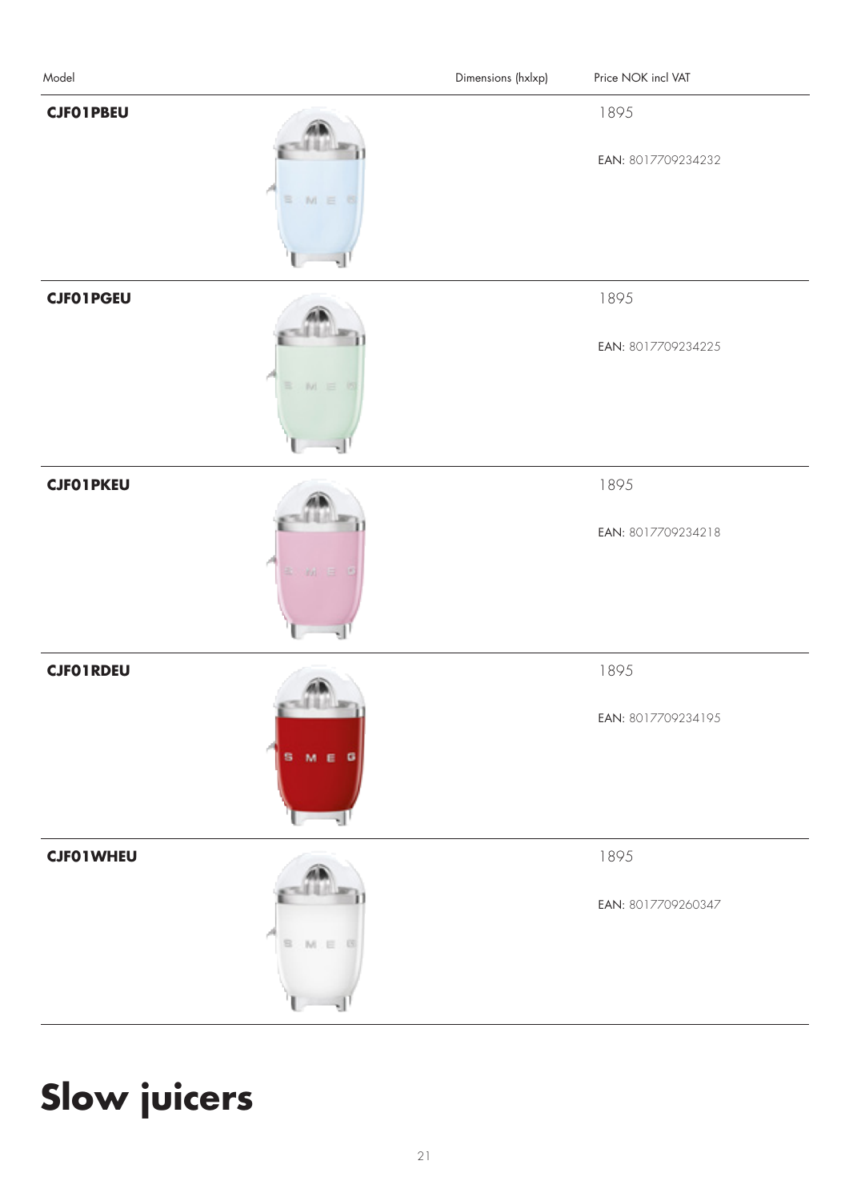| Model | Dimensions (hxlxp) | Price NOK incl VAT |
| --- | --- | --- |
| **CJF01PBEU** | | 1895<br>EAN: 8017709234232 |
| **CJF01PGEU** | | 1895<br>EAN: 8017709234225 |
| **CJF01PKEU** | | 1895<br>EAN: 8017709234218 |
| **CJF01RDEU** | | 1895<br>EAN: 8017709234195 |
| **CJF01WHEU** | | 1895<br>EAN: 8017709260347 |

# Slow juicers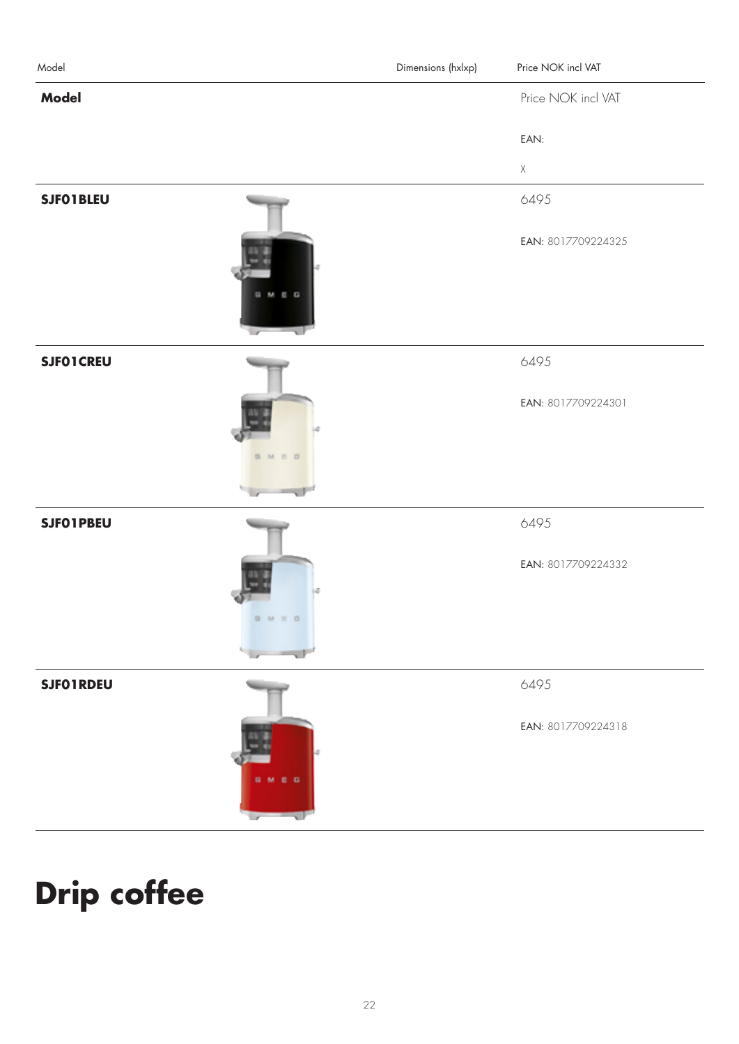| Model | | Dimensions (hxlxp) | Price NOK incl VAT |
|---|---|---|---|
| **Model** | | | Price NOK incl VAT<br><br>EAN:<br><br>X |
| **SJF01BLEU** | | | 6495<br><br>EAN: 8017709224325 |
| **SJF01CREU** | | | 6495<br><br>EAN: 8017709224301 |
| **SJF01PBEU** | | | 6495<br><br>EAN: 8017709224332 |
| **SJF01RDEU** | | | 6495<br><br>EAN: 8017709224318 |

# Drip coffee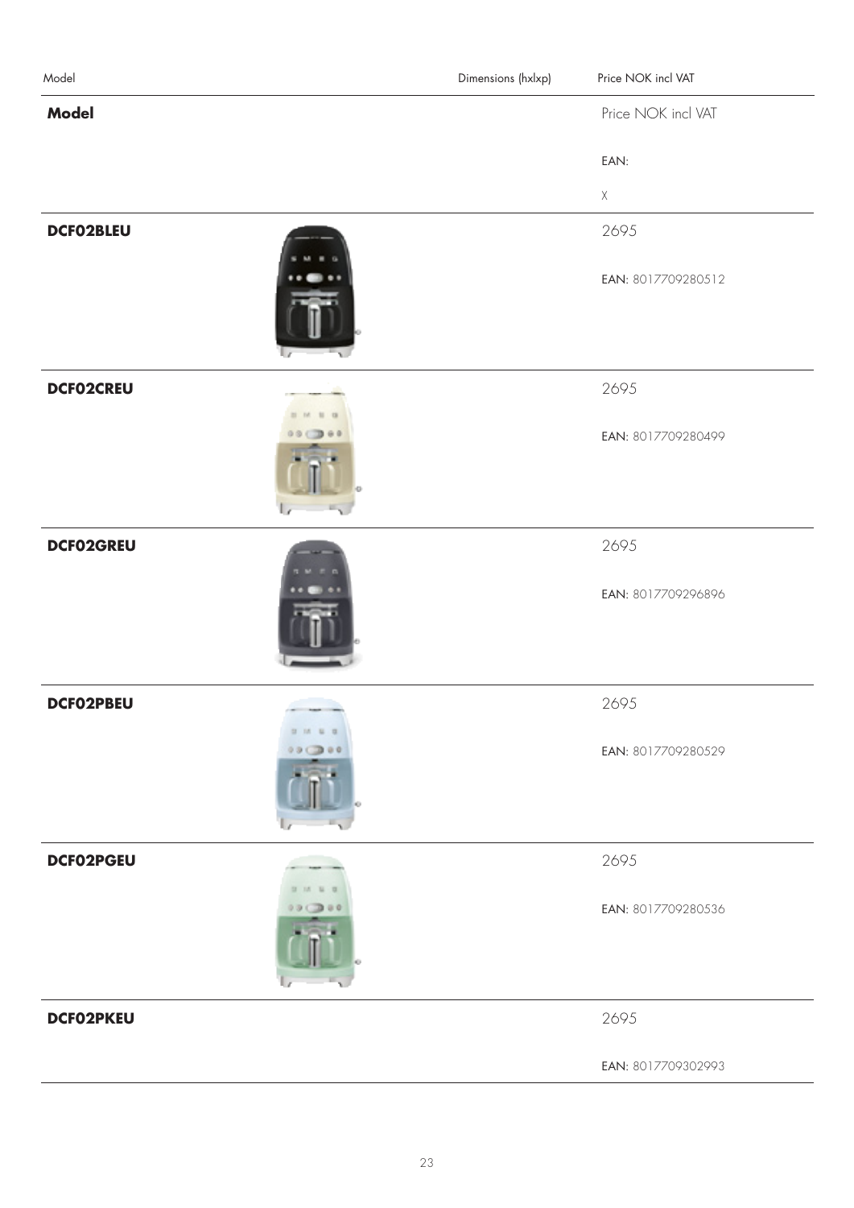| Model | Dimensions (hxlxp) | Price NOK incl VAT |
|---|---|---|
| **Model** | | Price NOK incl VAT<br><br>EAN:<br><br>X |
| **DCF02BLEU** | | 2695<br><br>EAN: 8017709280512 |
| **DCF02CREU** | | 2695<br><br>EAN: 8017709280499 |
| **DCF02GREU** | | 2695<br><br>EAN: 8017709296896 |
| **DCF02PBEU** | | 2695<br><br>EAN: 8017709280529 |
| **DCF02PGEU** | | 2695<br><br>EAN: 8017709280536 |
| **DCF02PKEU** | | 2695<br><br>EAN: 8017709302993 |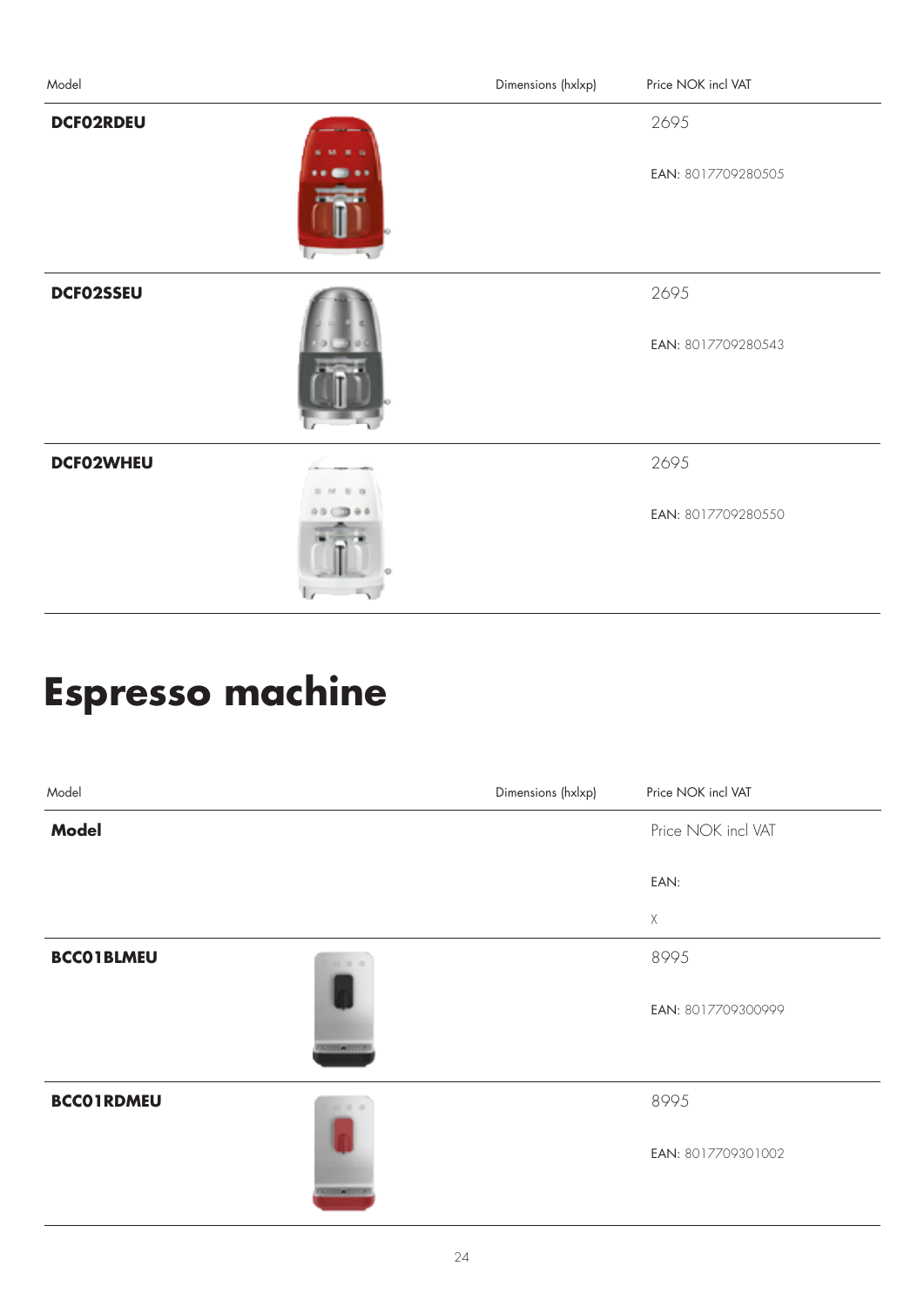| Model | Dimensions (hxlxp) | Price NOK incl VAT |
|---|---|---|
| **DCF02RDEU** | | 2695<br>EAN: 8017709280505 |
| **DCF02SSEU** | | 2695<br>EAN: 8017709280543 |
| **DCF02WHEU** | | 2695<br>EAN: 8017709280550 |

# Espresso machine

| Model | Dimensions (hxlxp) | Price NOK incl VAT |
|---|---|---|
| **Model** | | Price NOK incl VAT<br>EAN:<br>X |
| **BCC01BLMEU** | | 8995<br>EAN: 8017709300999 |
| **BCC01RDMEU** | | 8995<br>EAN: 8017709301002 |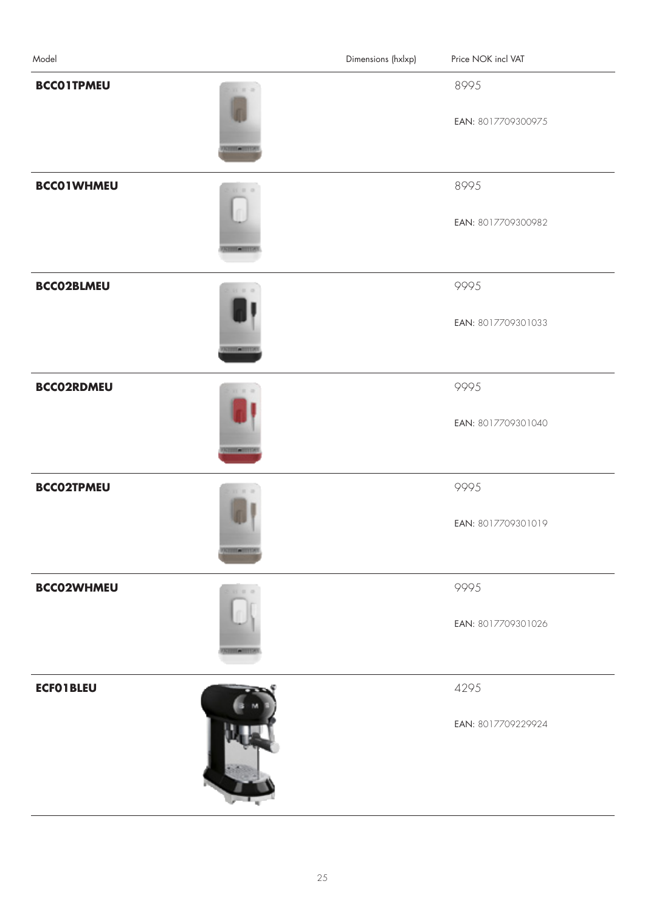| Model | Dimensions (hxlxp) | Price NOK incl VAT |
|---|---|---|
| **BCC01TPMEU** | | 8995<br><br>EAN: 8017709300975 |
| **BCC01WHMEU** | | 8995<br><br>EAN: 8017709300982 |
| **BCC02BLMEU** | | 9995<br><br>EAN: 8017709301033 |
| **BCC02RDMEU** | | 9995<br><br>EAN: 8017709301040 |
| **BCC02TPMEU** | | 9995<br><br>EAN: 8017709301019 |
| **BCC02WHMEU** | | 9995<br><br>EAN: 8017709301026 |
| **ECF01BLEU** | | 4295<br><br>EAN: 8017709229924 |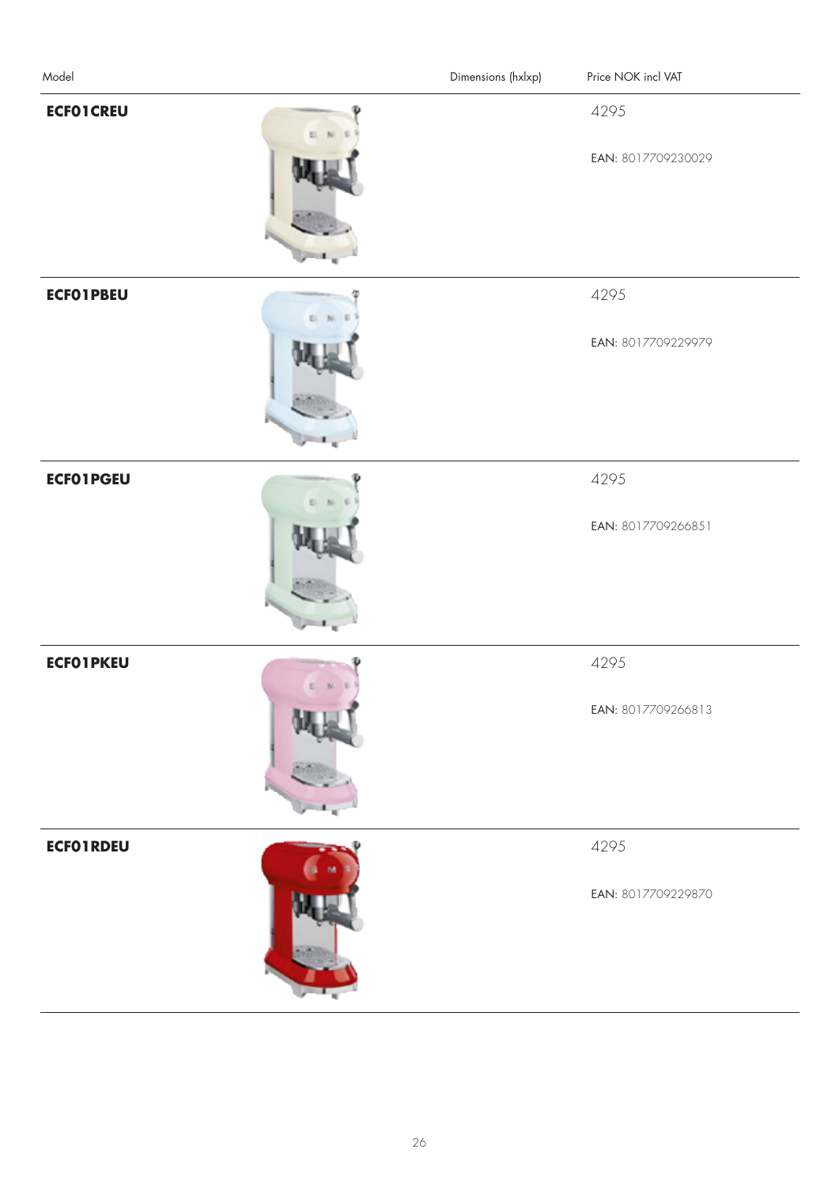| Model | Dimensions (hxlxp) | Price NOK incl VAT |
| --- | --- | --- |
| **ECF01CREU** | | 4295<br>EAN: 8017709230029 |
| **ECF01PBEU** | | 4295<br>EAN: 8017709229979 |
| **ECF01PGEU** | | 4295<br>EAN: 8017709266851 |
| **ECF01PKEU** | | 4295<br>EAN: 8017709266813 |
| **ECF01RDEU** | | 4295<br>EAN: 8017709229870 |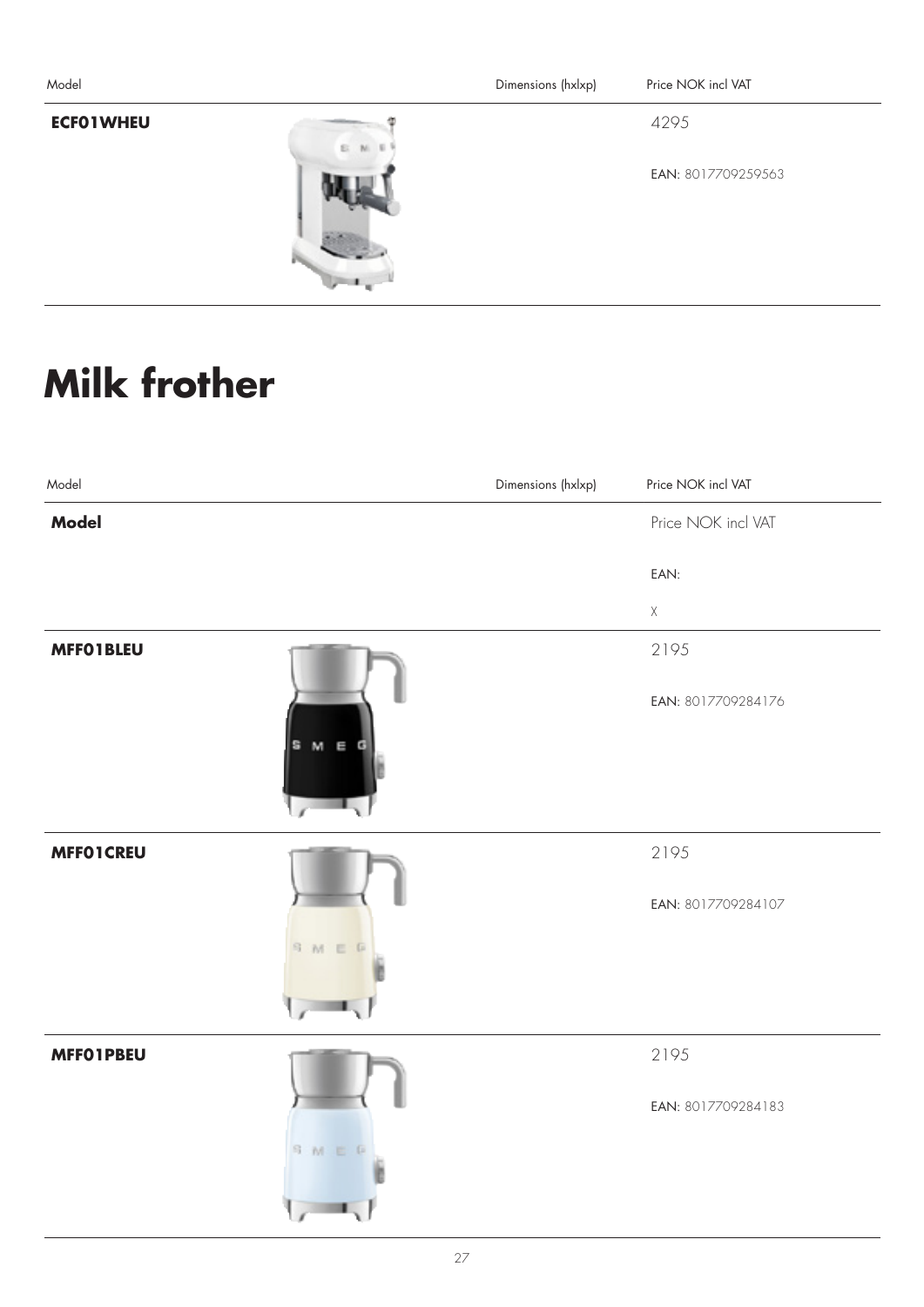| Model | Dimensions (hxlxp) | Price NOK incl VAT |
| --- | --- | --- |
| **ECF01WHEU** | | 4295<br>EAN: 8017709259563 |

# Milk frother

| Model | Dimensions (hxlxp) | Price NOK incl VAT |
| --- | --- | --- |
| **Model** | | Price NOK incl VAT<br>EAN:<br>X |
| **MFF01BLEU** | | 2195<br>EAN: 8017709284176 |
| **MFF01CREU** | | 2195<br>EAN: 8017709284107 |
| **MFF01PBEU** | | 2195<br>EAN: 8017709284183 |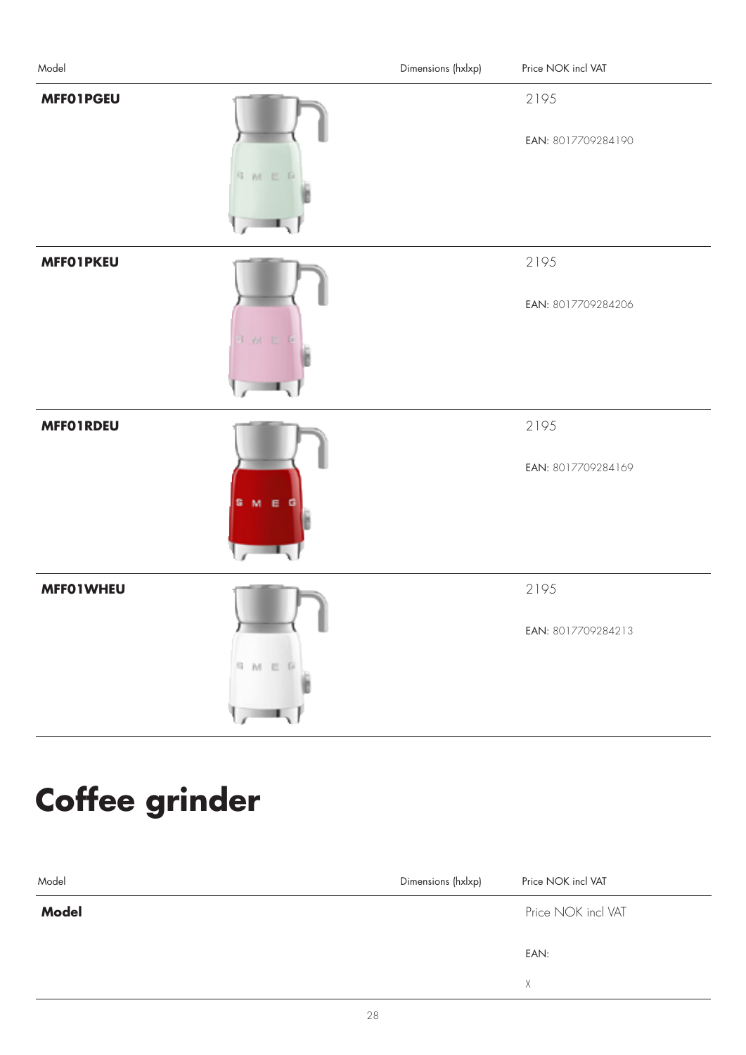| Model | Dimensions (hxlxp) | Price NOK incl VAT |
| --- | --- | --- |
| **MFF01PGEU** | | 2195<br>EAN: 8017709284190 |
| **MFF01PKEU** | | 2195<br>EAN: 8017709284206 |
| **MFF01RDEU** | | 2195<br>EAN: 8017709284169 |
| **MFF01WHEU** | | 2195<br>EAN: 8017709284213 |

# Coffee grinder

| Model | Dimensions (hxlxp) | Price NOK incl VAT |
| --- | --- | --- |
| **Model** | | Price NOK incl VAT<br>EAN:<br>X |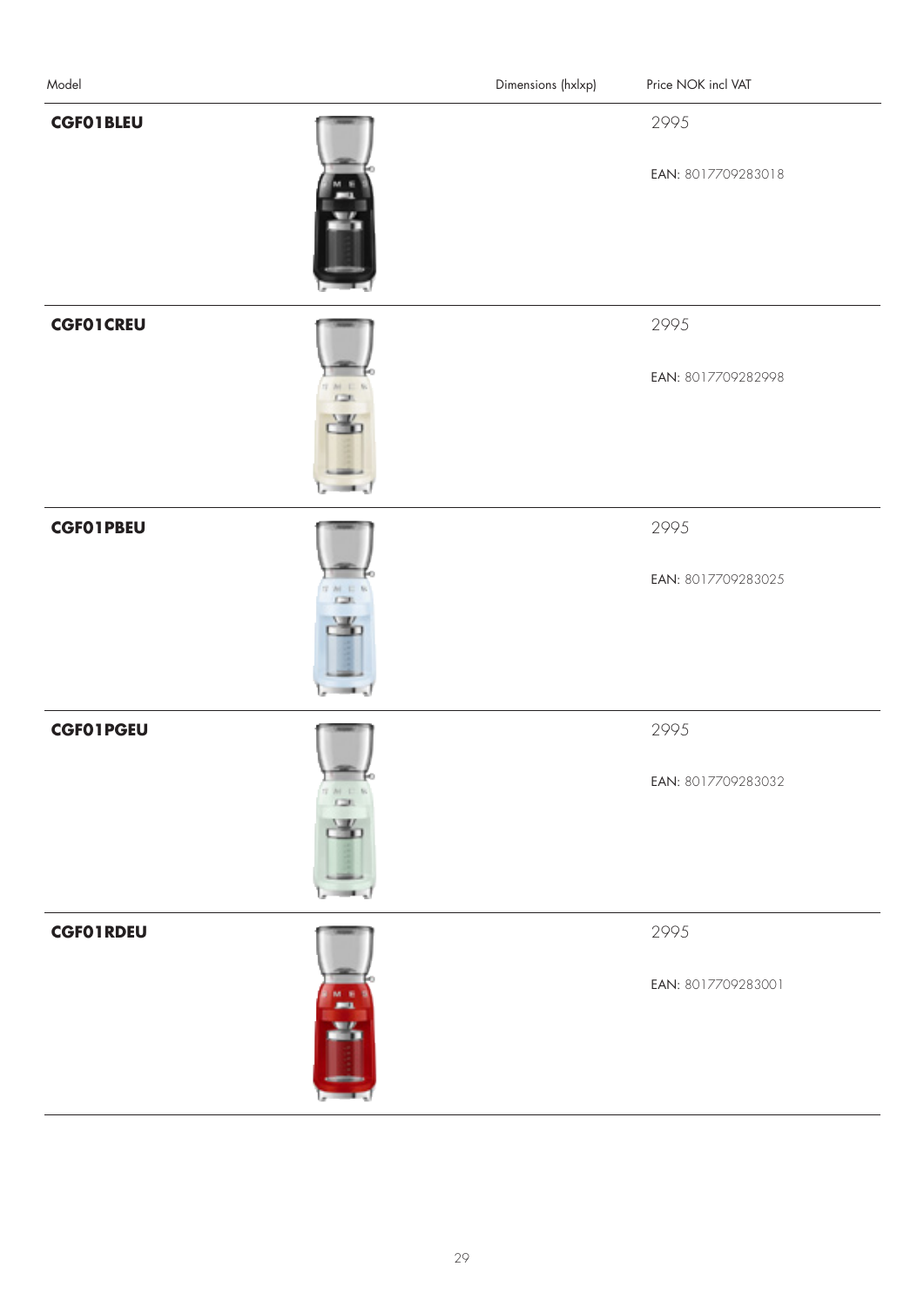| Model | | Dimensions (hxlxp) | Price NOK incl VAT |
|---|---|---|---|
| **CGF01BLEU** | | | 2995<br><br>EAN: 8017709283018 |
| **CGF01CREU** | | | 2995<br><br>EAN: 8017709282998 |
| **CGF01PBEU** | | | 2995<br><br>EAN: 8017709283025 |
| **CGF01PGEU** | | | 2995<br><br>EAN: 8017709283032 |
| **CGF01RDEU** | | | 2995<br><br>EAN: 8017709283001 |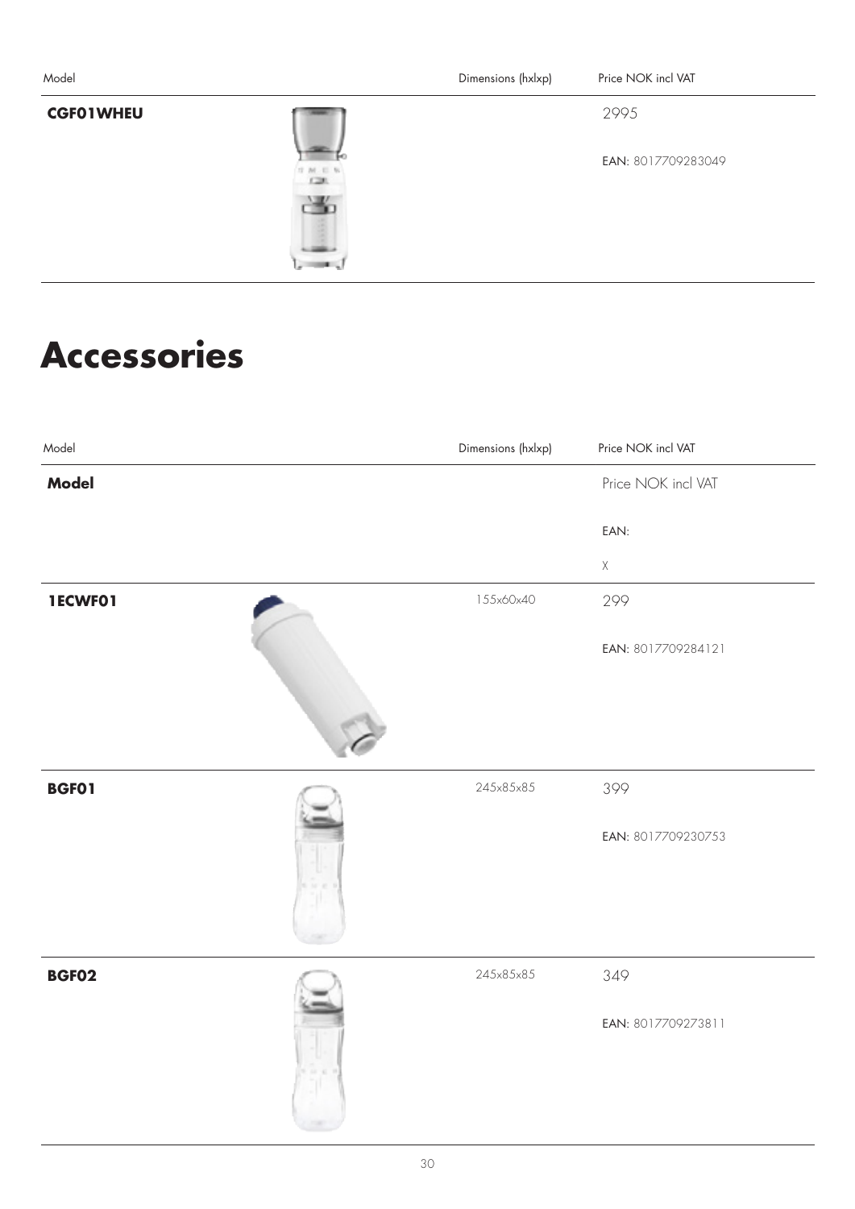| Model | Dimensions (hxlxp) | Price NOK incl VAT |
|---|---|---|
| **CGF01WHEU** | | 2995<br><br>EAN: 8017709283049 |

# Accessories

| Model | Dimensions (hxlxp) | Price NOK incl VAT |
|---|---|---|
| **Model** | | Price NOK incl VAT<br><br>EAN:<br><br>X |
| **1ECWF01** | 155x60x40 | 299<br><br>EAN: 8017709284121 |
| **BGF01** | 245x85x85 | 399<br><br>EAN: 8017709230753 |
| **BGF02** | 245x85x85 | 349<br><br>EAN: 8017709273811 |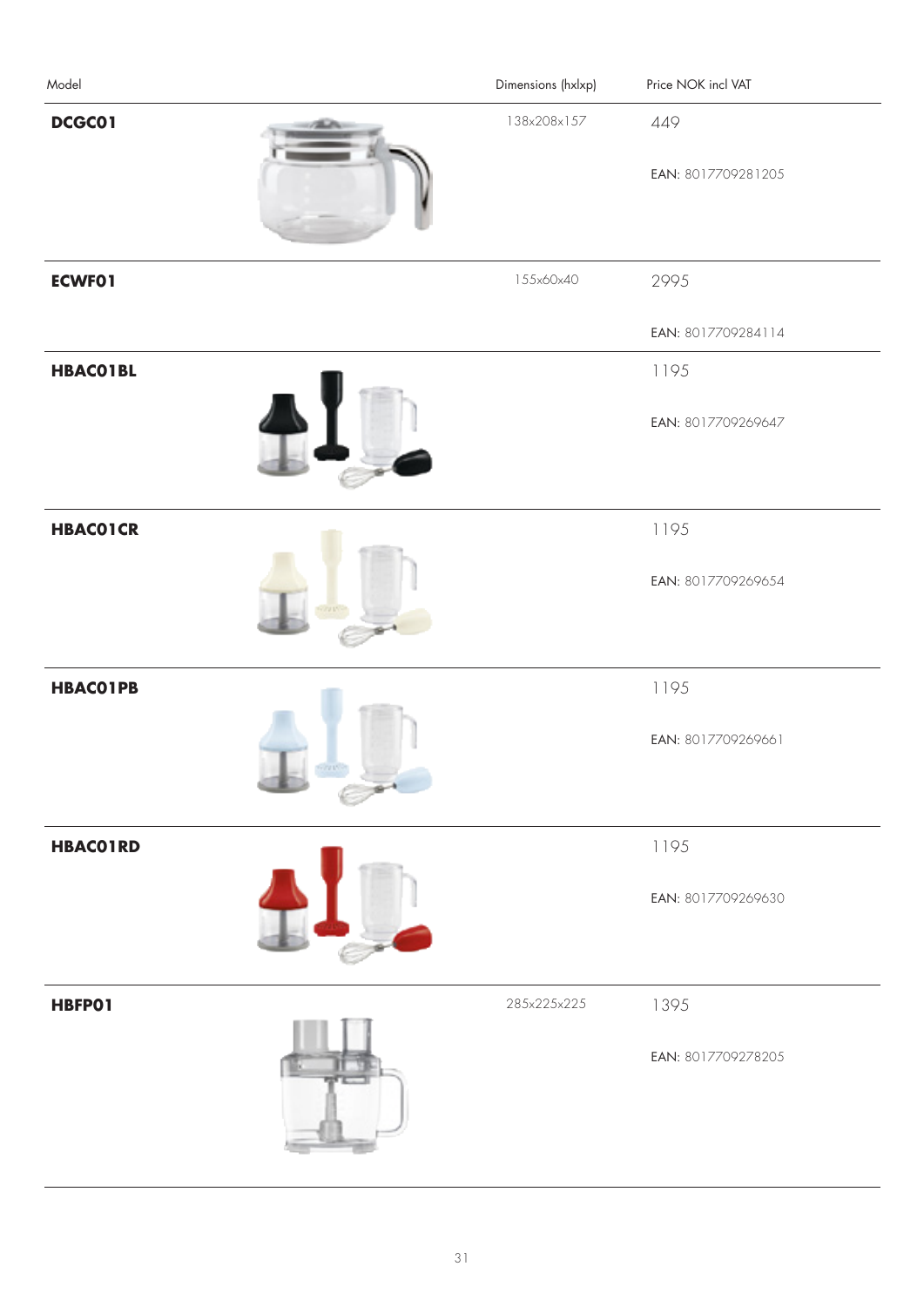| Model | Dimensions (hxlxp) | Price NOK incl VAT |
|---|---|---|
| **DCGC01** | 138x208x157 | 449<br>EAN: 8017709281205 |
| **ECWF01** | 155x60x40 | 2995<br>EAN: 8017709284114 |
| **HBAC01BL** | | 1195<br>EAN: 8017709269647 |
| **HBAC01CR** | | 1195<br>EAN: 8017709269654 |
| **HBAC01PB** | | 1195<br>EAN: 8017709269661 |
| **HBAC01RD** | | 1195<br>EAN: 8017709269630 |
| **HBFP01** | 285x225x225 | 1395<br>EAN: 8017709278205 |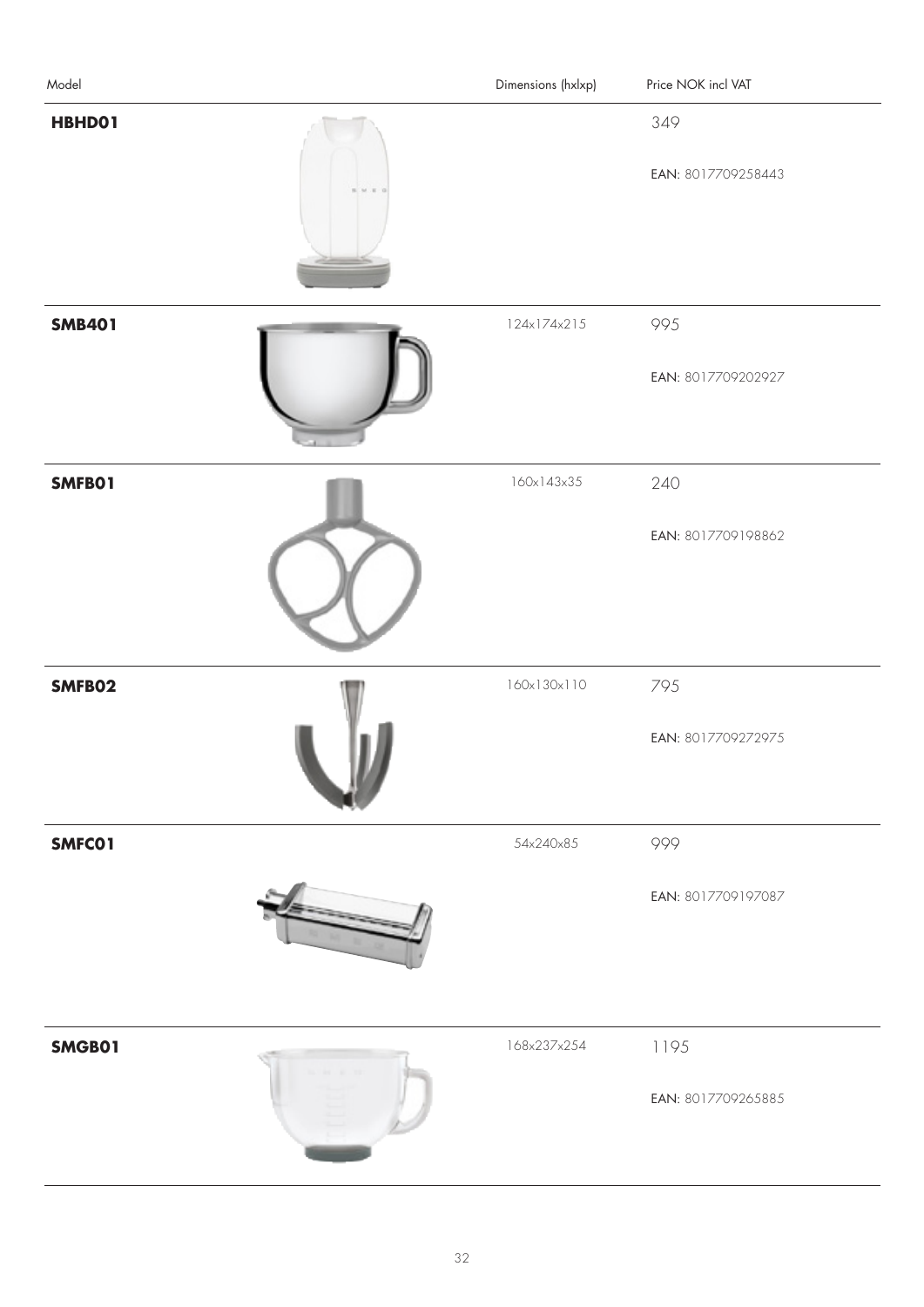| Model | Dimensions (hxlxp) | Price NOK incl VAT |
| --- | --- | --- |
| **HBHD01** | | 349<br>EAN: 8017709258443 |
| **SMB401** | 124x174x215 | 995<br>EAN: 8017709202927 |
| **SMFB01** | 160x143x35 | 240<br>EAN: 8017709198862 |
| **SMFB02** | 160x130x110 | 795<br>EAN: 8017709272975 |
| **SMFC01** | 54x240x85 | 999<br>EAN: 8017709197087 |
| **SMGB01** | 168x237x254 | 1195<br>EAN: 8017709265885 |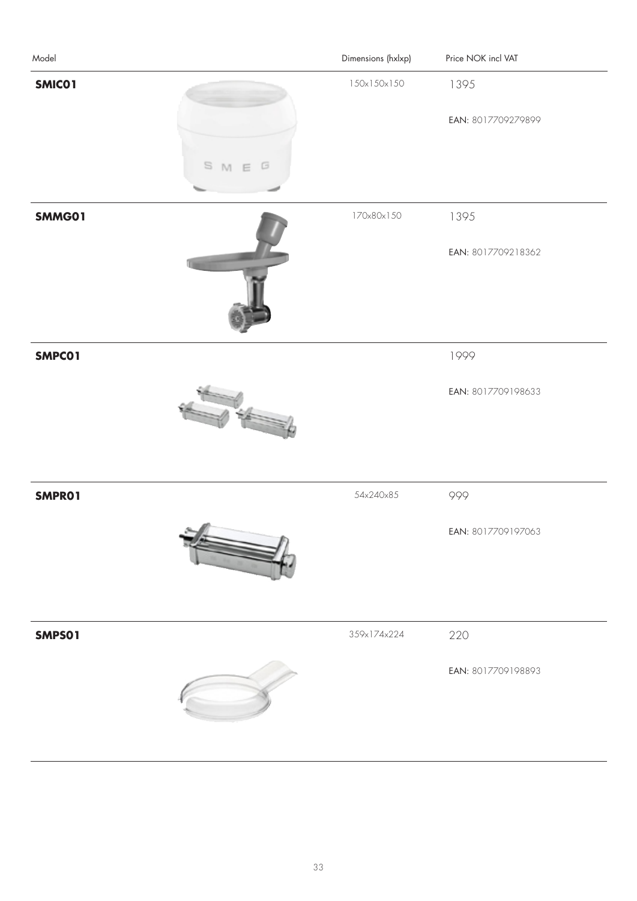| Model | Dimensions (hxlxp) | Price NOK incl VAT |
|---|---|---|
| **SMIC01** | 150x150x150 | 1395<br>EAN: 8017709279899 |
| **SMMG01** | 170x80x150 | 1395<br>EAN: 8017709218362 |
| **SMPC01** | | 1999<br>EAN: 8017709198633 |
| **SMPR01** | 54x240x85 | 999<br>EAN: 8017709197063 |
| **SMPS01** | 359x174x224 | 220<br>EAN: 8017709198893 |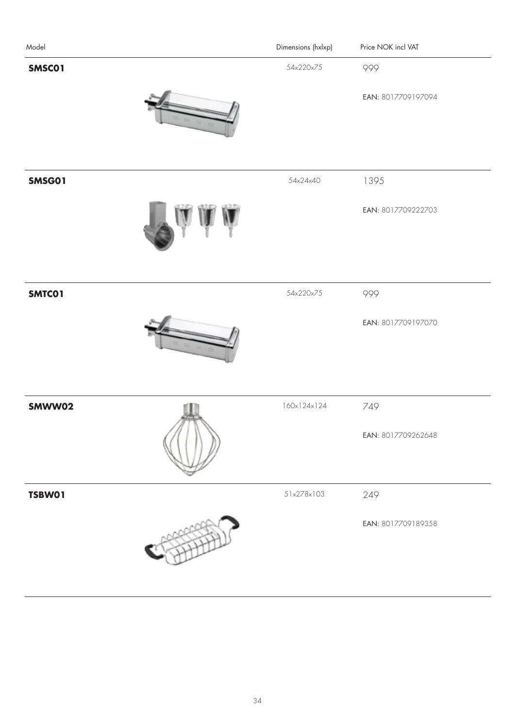| Model | Dimensions (hxlxp) | Price NOK incl VAT |
| --- | --- | --- |
| **SMSC01** | 54x220x75 | 999 |
| | | EAN: 8017709197094 |
| **SMSG01** | 54x24x40 | 1395 |
| | | EAN: 8017709222703 |
| **SMTC01** | 54x220x75 | 999 |
| | | EAN: 8017709197070 |
| **SMWW02** | 160x124x124 | 749 |
| | | EAN: 8017709262648 |
| **TSBW01** | 51x278x103 | 249 |
| | | EAN: 8017709189358 |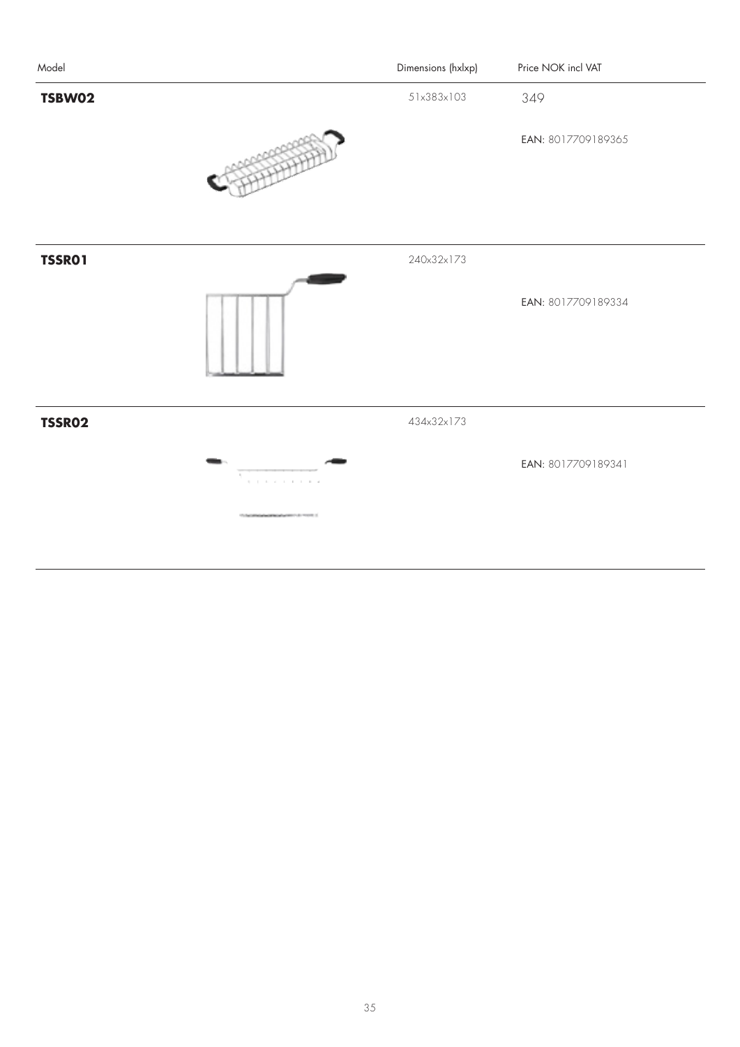| Model | Dimensions (hxlxp) | Price NOK incl VAT |
|---|---|---|
| **TSBW02** | 51x383x103 | 349<br>EAN: 8017709189365 |
| **TSSR01** | 240x32x173 | EAN: 8017709189334 |
| **TSSR02** | 434x32x173 | EAN: 8017709189341 |